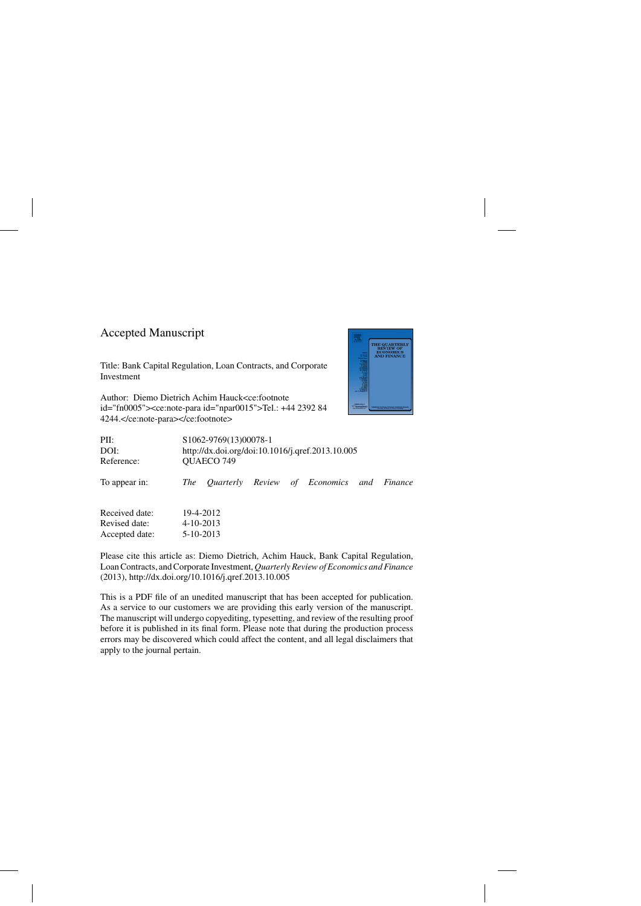Accepted Manuscript

Title: Bank Capital Regulation, Loan Contracts, and Corporate Investment

Author: Diemo Dietrich Achim Hauck<ce:footnote id="fn0005"><ce:note-para id="npar0015">Tel.: +44 2392 84 4244.</ce:note-para></ce:footnote>

| | |
|---|---|
| PII: | S1062-9769(13)00078-1 |
| DOI: | http://dx.doi.org/doi:10.1016/j.qref.2013.10.005 |
| Reference: | QUAECO 749 |
| To appear in: | *The Quarterly Review of Economics and Finance* |
| Received date: | 19-4-2012 |
| Revised date: | 4-10-2013 |
| Accepted date: | 5-10-2013 |

Please cite this article as: Diemo Dietrich, Achim Hauck, Bank Capital Regulation, Loan Contracts, and Corporate Investment, *Quarterly Review of Economics and Finance* (2013), http://dx.doi.org/10.1016/j.qref.2013.10.005

This is a PDF file of an unedited manuscript that has been accepted for publication. As a service to our customers we are providing this early version of the manuscript. The manuscript will undergo copyediting, typesetting, and review of the resulting proof before it is published in its final form. Please note that during the production process errors may be discovered which could affect the content, and all legal disclaimers that apply to the journal pertain.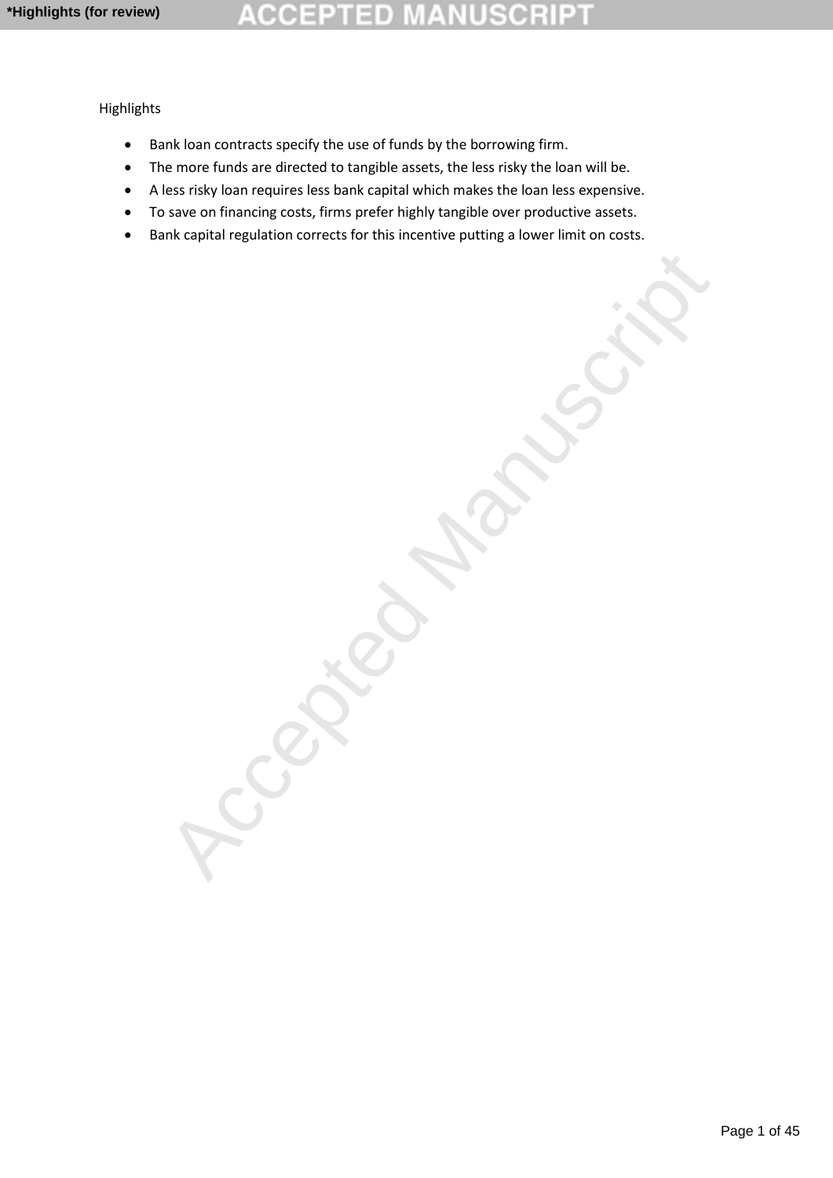Highlights

- Bank loan contracts specify the use of funds by the borrowing firm.
- The more funds are directed to tangible assets, the less risky the loan will be.
- A less risky loan requires less bank capital which makes the loan less expensive.
- To save on financing costs, firms prefer highly tangible over productive assets.
- Bank capital regulation corrects for this incentive putting a lower limit on costs.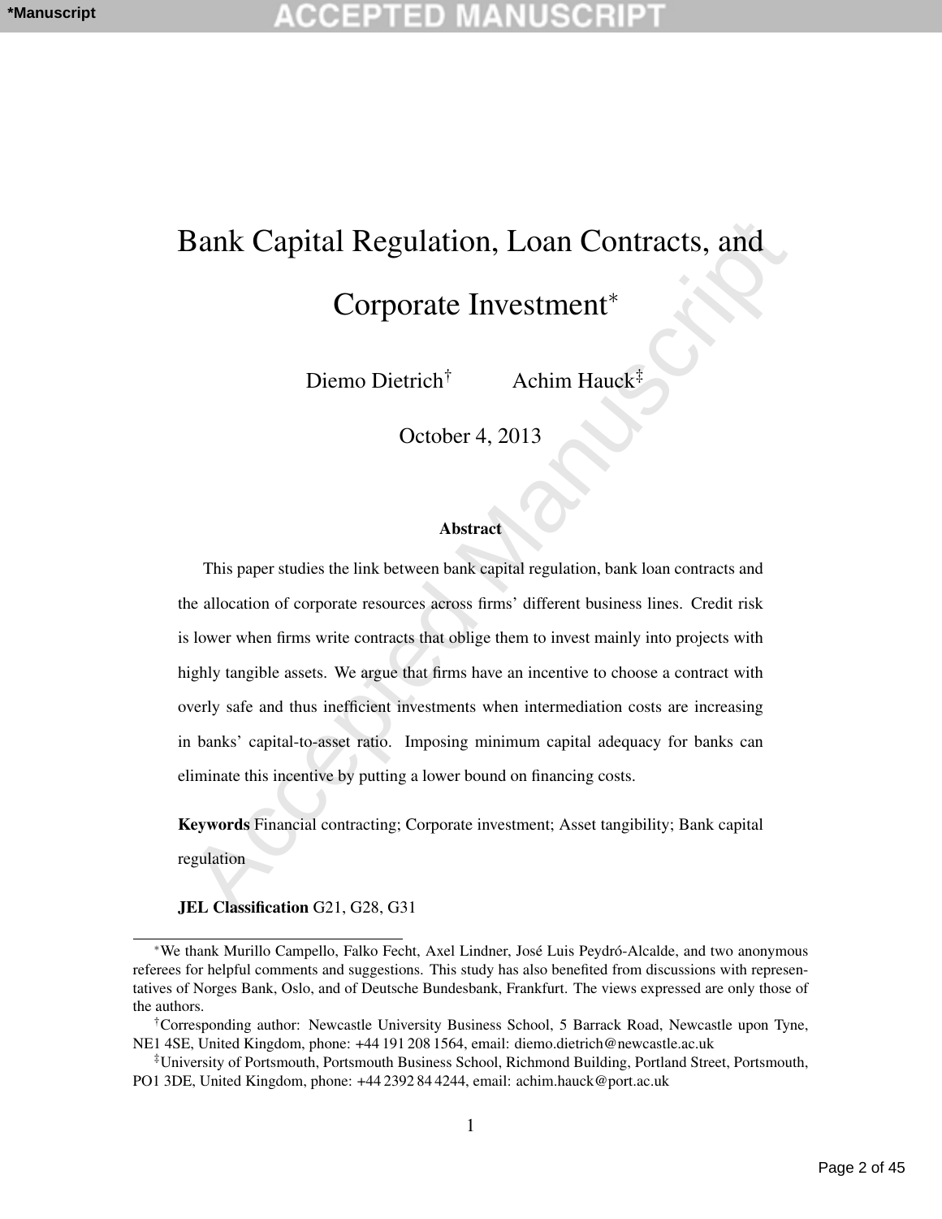# Bank Capital Regulation, Loan Contracts, and Corporate Investment*

Diemo Dietrich[†] Achim Hauck[‡]

October 4, 2013

### Abstract

This paper studies the link between bank capital regulation, bank loan contracts and the allocation of corporate resources across firms' different business lines. Credit risk is lower when firms write contracts that oblige them to invest mainly into projects with highly tangible assets. We argue that firms have an incentive to choose a contract with overly safe and thus inefficient investments when intermediation costs are increasing in banks' capital-to-asset ratio. Imposing minimum capital adequacy for banks can eliminate this incentive by putting a lower bound on financing costs.

**Keywords** Financial contracting; Corporate investment; Asset tangibility; Bank capital regulation

**JEL Classification** G21, G28, G31

---

*We thank Murillo Campello, Falko Fecht, Axel Lindner, José Luis Peydró-Alcalde, and two anonymous referees for helpful comments and suggestions. This study has also benefited from discussions with representatives of Norges Bank, Oslo, and of Deutsche Bundesbank, Frankfurt. The views expressed are only those of the authors.

[†]Corresponding author: Newcastle University Business School, 5 Barrack Road, Newcastle upon Tyne, NE1 4SE, United Kingdom, phone: +44 191 208 1564, email: diemo.dietrich@newcastle.ac.uk

[‡]University of Portsmouth, Portsmouth Business School, Richmond Building, Portland Street, Portsmouth, PO1 3DE, United Kingdom, phone: +44 2392 84 4244, email: achim.hauck@port.ac.uk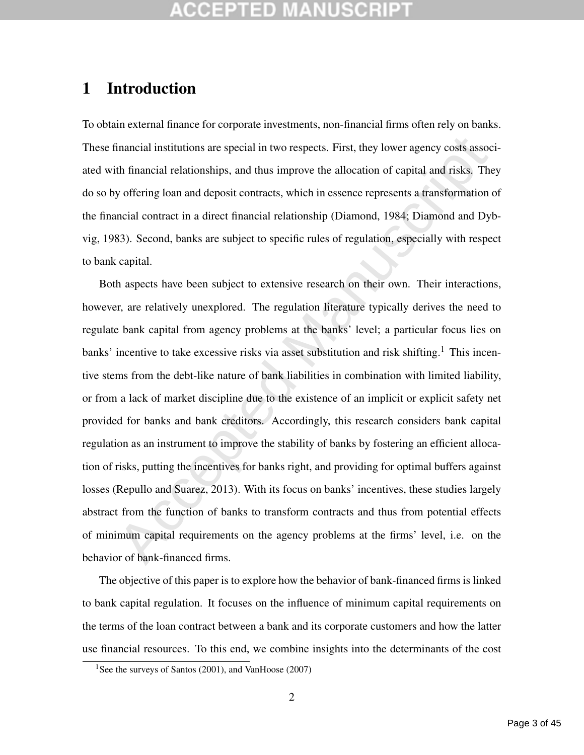# 1 Introduction

To obtain external finance for corporate investments, non-financial firms often rely on banks. These financial institutions are special in two respects. First, they lower agency costs associated with financial relationships, and thus improve the allocation of capital and risks. They do so by offering loan and deposit contracts, which in essence represents a transformation of the financial contract in a direct financial relationship (Diamond, 1984; Diamond and Dybvig, 1983). Second, banks are subject to specific rules of regulation, especially with respect to bank capital.

Both aspects have been subject to extensive research on their own. Their interactions, however, are relatively unexplored. The regulation literature typically derives the need to regulate bank capital from agency problems at the banks' level; a particular focus lies on banks' incentive to take excessive risks via asset substitution and risk shifting.[1] This incentive stems from the debt-like nature of bank liabilities in combination with limited liability, or from a lack of market discipline due to the existence of an implicit or explicit safety net provided for banks and bank creditors. Accordingly, this research considers bank capital regulation as an instrument to improve the stability of banks by fostering an efficient allocation of risks, putting the incentives for banks right, and providing for optimal buffers against losses (Repullo and Suarez, 2013). With its focus on banks' incentives, these studies largely abstract from the function of banks to transform contracts and thus from potential effects of minimum capital requirements on the agency problems at the firms' level, i.e. on the behavior of bank-financed firms.

The objective of this paper is to explore how the behavior of bank-financed firms is linked to bank capital regulation. It focuses on the influence of minimum capital requirements on the terms of the loan contract between a bank and its corporate customers and how the latter use financial resources. To this end, we combine insights into the determinants of the cost

[1] See the surveys of Santos (2001), and VanHoose (2007)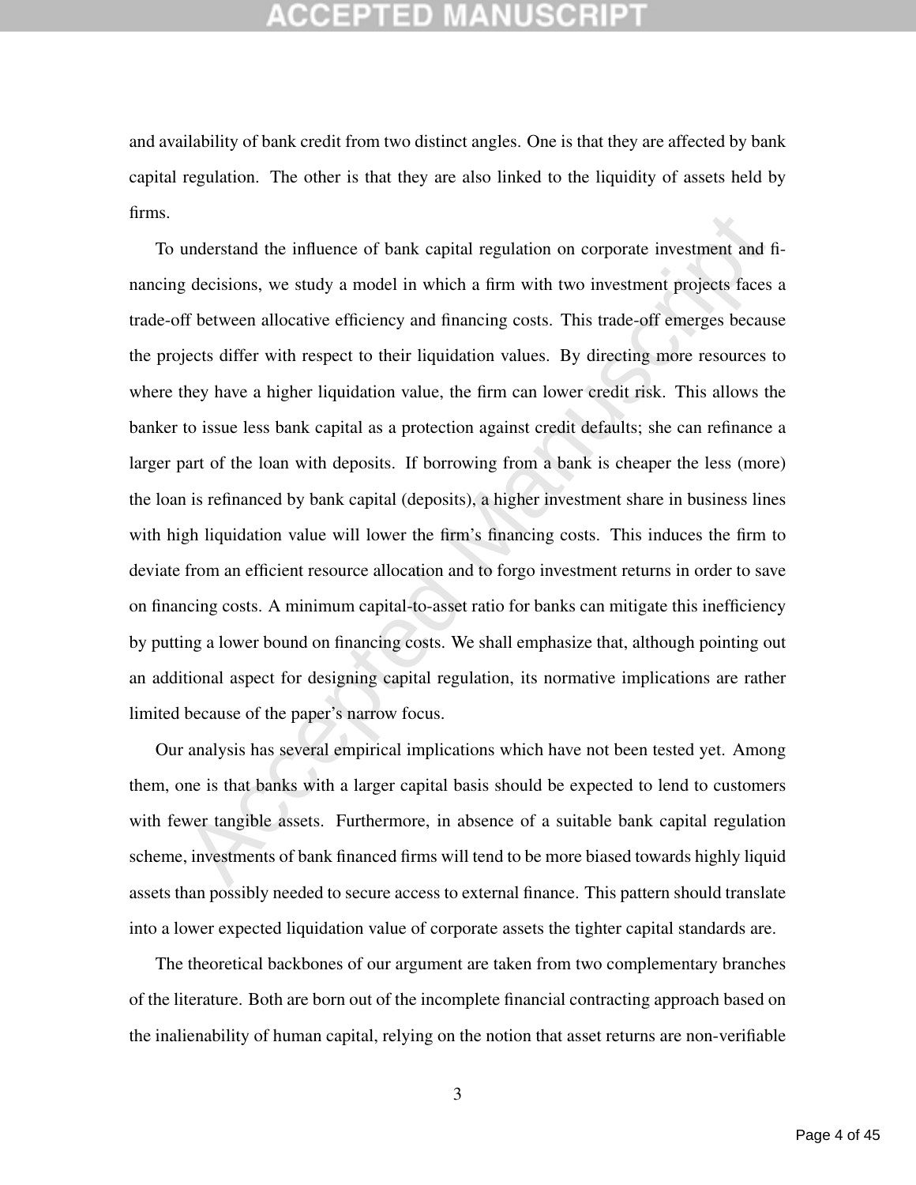and availability of bank credit from two distinct angles. One is that they are affected by bank capital regulation. The other is that they are also linked to the liquidity of assets held by firms.

To understand the influence of bank capital regulation on corporate investment and financing decisions, we study a model in which a firm with two investment projects faces a trade-off between allocative efficiency and financing costs. This trade-off emerges because the projects differ with respect to their liquidation values. By directing more resources to where they have a higher liquidation value, the firm can lower credit risk. This allows the banker to issue less bank capital as a protection against credit defaults; she can refinance a larger part of the loan with deposits. If borrowing from a bank is cheaper the less (more) the loan is refinanced by bank capital (deposits), a higher investment share in business lines with high liquidation value will lower the firm's financing costs. This induces the firm to deviate from an efficient resource allocation and to forgo investment returns in order to save on financing costs. A minimum capital-to-asset ratio for banks can mitigate this inefficiency by putting a lower bound on financing costs. We shall emphasize that, although pointing out an additional aspect for designing capital regulation, its normative implications are rather limited because of the paper's narrow focus.

Our analysis has several empirical implications which have not been tested yet. Among them, one is that banks with a larger capital basis should be expected to lend to customers with fewer tangible assets. Furthermore, in absence of a suitable bank capital regulation scheme, investments of bank financed firms will tend to be more biased towards highly liquid assets than possibly needed to secure access to external finance. This pattern should translate into a lower expected liquidation value of corporate assets the tighter capital standards are.

The theoretical backbones of our argument are taken from two complementary branches of the literature. Both are born out of the incomplete financial contracting approach based on the inalienability of human capital, relying on the notion that asset returns are non-verifiable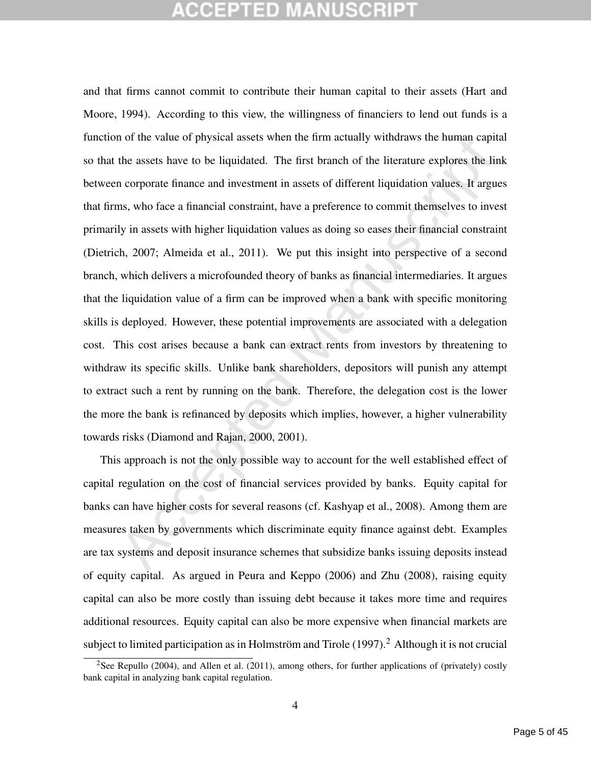and that firms cannot commit to contribute their human capital to their assets (Hart and Moore, 1994). According to this view, the willingness of financiers to lend out funds is a function of the value of physical assets when the firm actually withdraws the human capital so that the assets have to be liquidated. The first branch of the literature explores the link between corporate finance and investment in assets of different liquidation values. It argues that firms, who face a financial constraint, have a preference to commit themselves to invest primarily in assets with higher liquidation values as doing so eases their financial constraint (Dietrich, 2007; Almeida et al., 2011). We put this insight into perspective of a second branch, which delivers a microfounded theory of banks as financial intermediaries. It argues that the liquidation value of a firm can be improved when a bank with specific monitoring skills is deployed. However, these potential improvements are associated with a delegation cost. This cost arises because a bank can extract rents from investors by threatening to withdraw its specific skills. Unlike bank shareholders, depositors will punish any attempt to extract such a rent by running on the bank. Therefore, the delegation cost is the lower the more the bank is refinanced by deposits which implies, however, a higher vulnerability towards risks (Diamond and Rajan, 2000, 2001).

This approach is not the only possible way to account for the well established effect of capital regulation on the cost of financial services provided by banks. Equity capital for banks can have higher costs for several reasons (cf. Kashyap et al., 2008). Among them are measures taken by governments which discriminate equity finance against debt. Examples are tax systems and deposit insurance schemes that subsidize banks issuing deposits instead of equity capital. As argued in Peura and Keppo (2006) and Zhu (2008), raising equity capital can also be more costly than issuing debt because it takes more time and requires additional resources. Equity capital can also be more expensive when financial markets are subject to limited participation as in Holmström and Tirole (1997).[2] Although it is not crucial

[2] See Repullo (2004), and Allen et al. (2011), among others, for further applications of (privately) costly bank capital in analyzing bank capital regulation.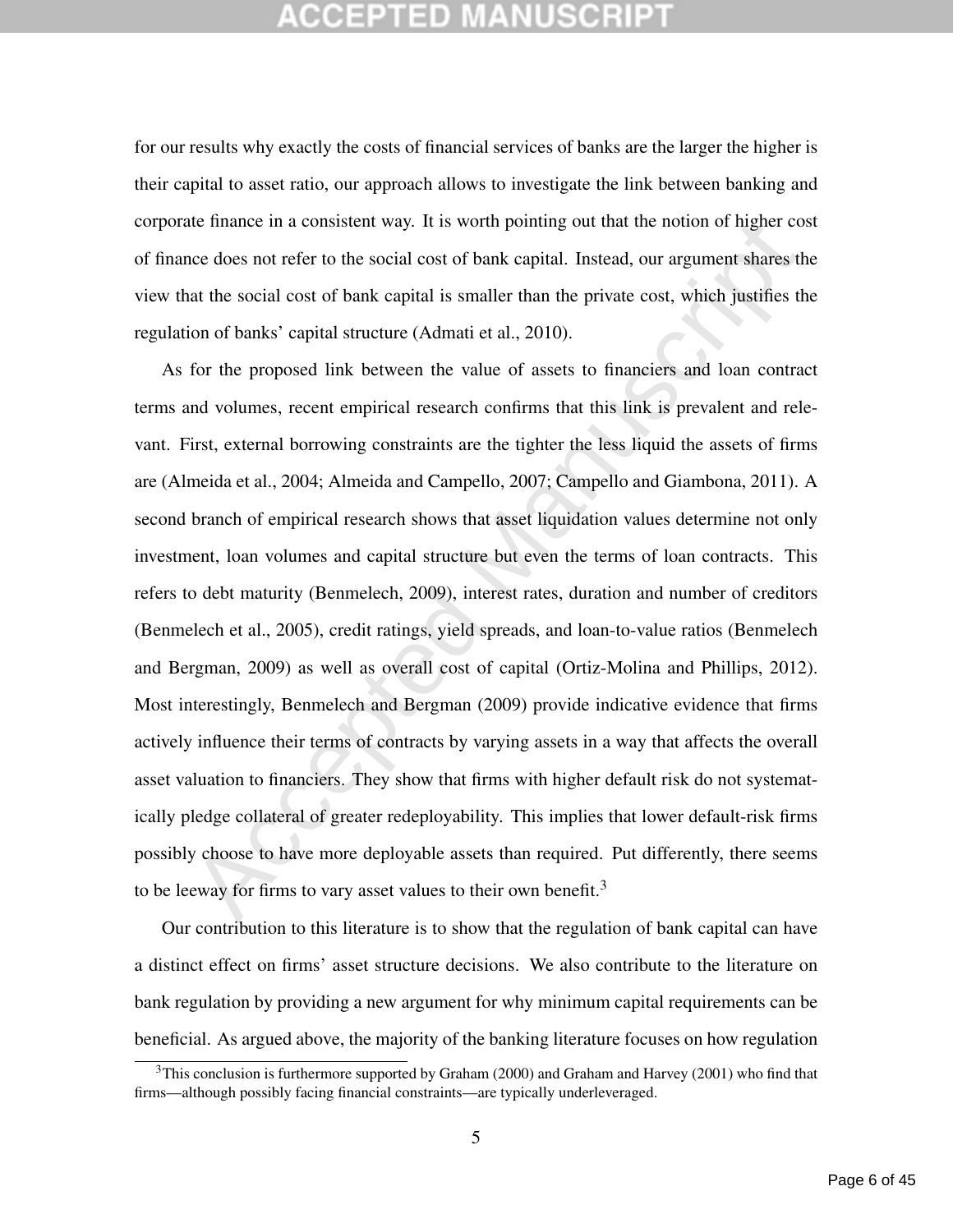for our results why exactly the costs of financial services of banks are the larger the higher is their capital to asset ratio, our approach allows to investigate the link between banking and corporate finance in a consistent way. It is worth pointing out that the notion of higher cost of finance does not refer to the social cost of bank capital. Instead, our argument shares the view that the social cost of bank capital is smaller than the private cost, which justifies the regulation of banks' capital structure (Admati et al., 2010).

As for the proposed link between the value of assets to financiers and loan contract terms and volumes, recent empirical research confirms that this link is prevalent and relevant. First, external borrowing constraints are the tighter the less liquid the assets of firms are (Almeida et al., 2004; Almeida and Campello, 2007; Campello and Giambona, 2011). A second branch of empirical research shows that asset liquidation values determine not only investment, loan volumes and capital structure but even the terms of loan contracts. This refers to debt maturity (Benmelech, 2009), interest rates, duration and number of creditors (Benmelech et al., 2005), credit ratings, yield spreads, and loan-to-value ratios (Benmelech and Bergman, 2009) as well as overall cost of capital (Ortiz-Molina and Phillips, 2012). Most interestingly, Benmelech and Bergman (2009) provide indicative evidence that firms actively influence their terms of contracts by varying assets in a way that affects the overall asset valuation to financiers. They show that firms with higher default risk do not systematically pledge collateral of greater redeployability. This implies that lower default-risk firms possibly choose to have more deployable assets than required. Put differently, there seems to be leeway for firms to vary asset values to their own benefit.[3]

Our contribution to this literature is to show that the regulation of bank capital can have a distinct effect on firms' asset structure decisions. We also contribute to the literature on bank regulation by providing a new argument for why minimum capital requirements can be beneficial. As argued above, the majority of the banking literature focuses on how regulation

[3] This conclusion is furthermore supported by Graham (2000) and Graham and Harvey (2001) who find that firms—although possibly facing financial constraints—are typically underleveraged.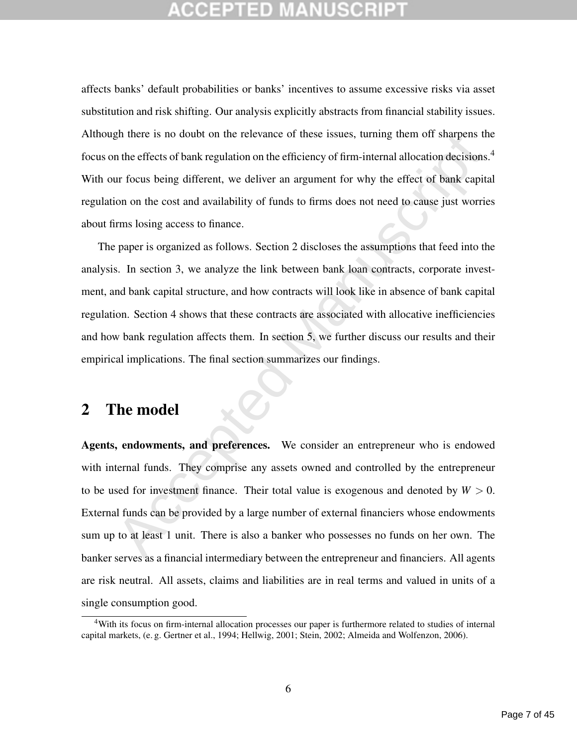affects banks' default probabilities or banks' incentives to assume excessive risks via asset substitution and risk shifting. Our analysis explicitly abstracts from financial stability issues. Although there is no doubt on the relevance of these issues, turning them off sharpens the focus on the effects of bank regulation on the efficiency of firm-internal allocation decisions.[4] With our focus being different, we deliver an argument for why the effect of bank capital regulation on the cost and availability of funds to firms does not need to cause just worries about firms losing access to finance.

The paper is organized as follows. Section 2 discloses the assumptions that feed into the analysis. In section 3, we analyze the link between bank loan contracts, corporate investment, and bank capital structure, and how contracts will look like in absence of bank capital regulation. Section 4 shows that these contracts are associated with allocative inefficiencies and how bank regulation affects them. In section 5, we further discuss our results and their empirical implications. The final section summarizes our findings.

## 2 The model

**Agents, endowments, and preferences.** We consider an entrepreneur who is endowed with internal funds. They comprise any assets owned and controlled by the entrepreneur to be used for investment finance. Their total value is exogenous and denoted by $W > 0$. External funds can be provided by a large number of external financiers whose endowments sum up to at least 1 unit. There is also a banker who possesses no funds on her own. The banker serves as a financial intermediary between the entrepreneur and financiers. All agents are risk neutral. All assets, claims and liabilities are in real terms and valued in units of a single consumption good.

[4]With its focus on firm-internal allocation processes our paper is furthermore related to studies of internal capital markets, (e. g. Gertner et al., 1994; Hellwig, 2001; Stein, 2002; Almeida and Wolfenzon, 2006).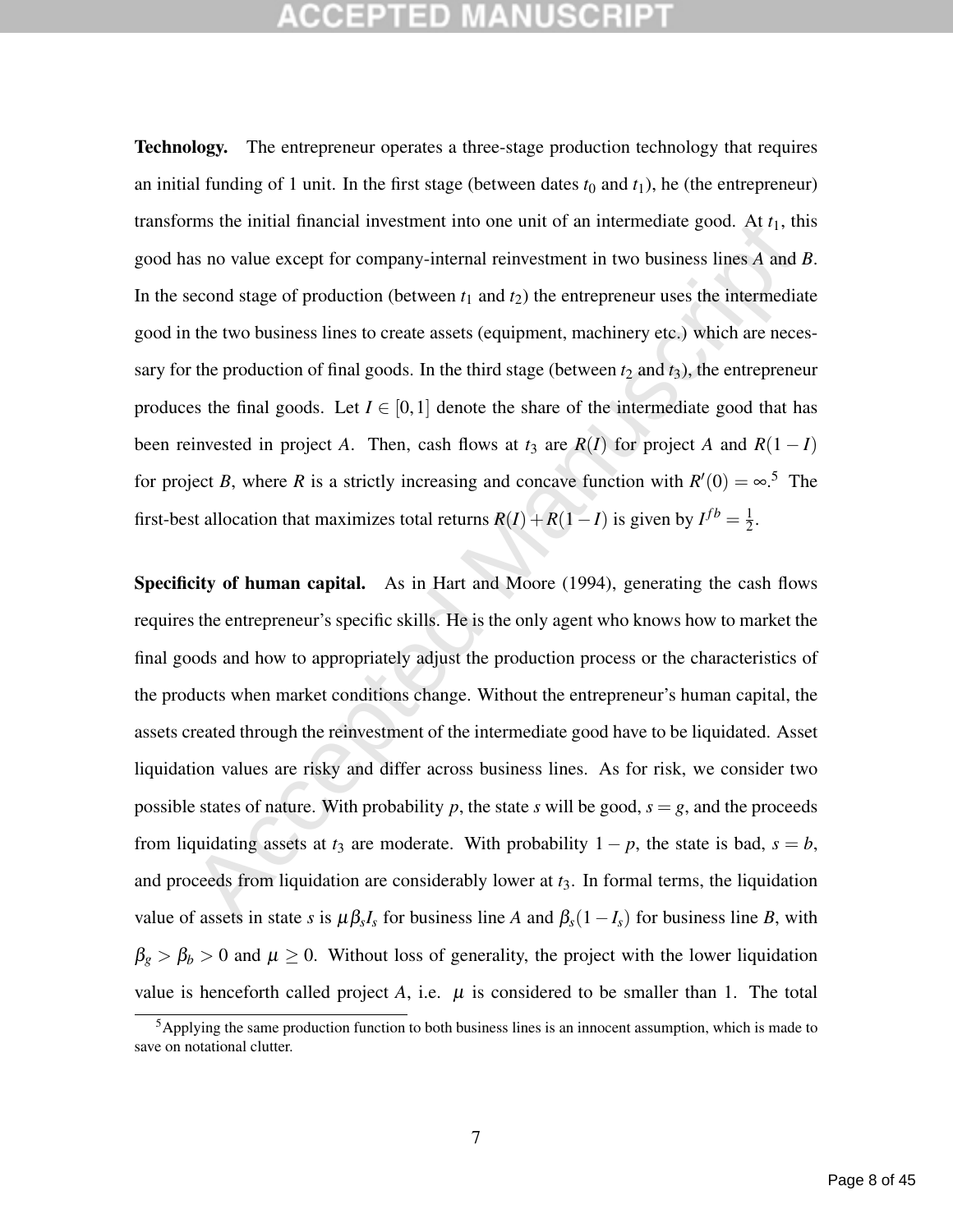**Technology.** The entrepreneur operates a three-stage production technology that requires an initial funding of 1 unit. In the first stage (between dates $t_0$ and $t_1$), he (the entrepreneur) transforms the initial financial investment into one unit of an intermediate good. At $t_1$, this good has no value except for company-internal reinvestment in two business lines $A$ and $B$. In the second stage of production (between $t_1$ and $t_2$) the entrepreneur uses the intermediate good in the two business lines to create assets (equipment, machinery etc.) which are necessary for the production of final goods. In the third stage (between $t_2$ and $t_3$), the entrepreneur produces the final goods. Let $I \in [0,1]$ denote the share of the intermediate good that has been reinvested in project $A$. Then, cash flows at $t_3$ are $R(I)$ for project $A$ and $R(1-I)$ for project $B$, where $R$ is a strictly increasing and concave function with $R'(0) = \infty$.[5] The first-best allocation that maximizes total returns $R(I) + R(1-I)$ is given by $I^{fb} = \frac{1}{2}$.

**Specificity of human capital.** As in Hart and Moore (1994), generating the cash flows requires the entrepreneur's specific skills. He is the only agent who knows how to market the final goods and how to appropriately adjust the production process or the characteristics of the products when market conditions change. Without the entrepreneur's human capital, the assets created through the reinvestment of the intermediate good have to be liquidated. Asset liquidation values are risky and differ across business lines. As for risk, we consider two possible states of nature. With probability $p$, the state $s$ will be good, $s = g$, and the proceeds from liquidating assets at $t_3$ are moderate. With probability $1-p$, the state is bad, $s = b$, and proceeds from liquidation are considerably lower at $t_3$. In formal terms, the liquidation value of assets in state $s$ is $\mu \beta_s I_s$ for business line $A$ and $\beta_s(1-I_s)$ for business line $B$, with $\beta_g > \beta_b > 0$ and $\mu \geq 0$. Without loss of generality, the project with the lower liquidation value is henceforth called project $A$, i.e. $\mu$ is considered to be smaller than 1. The total

[5] Applying the same production function to both business lines is an innocent assumption, which is made to save on notational clutter.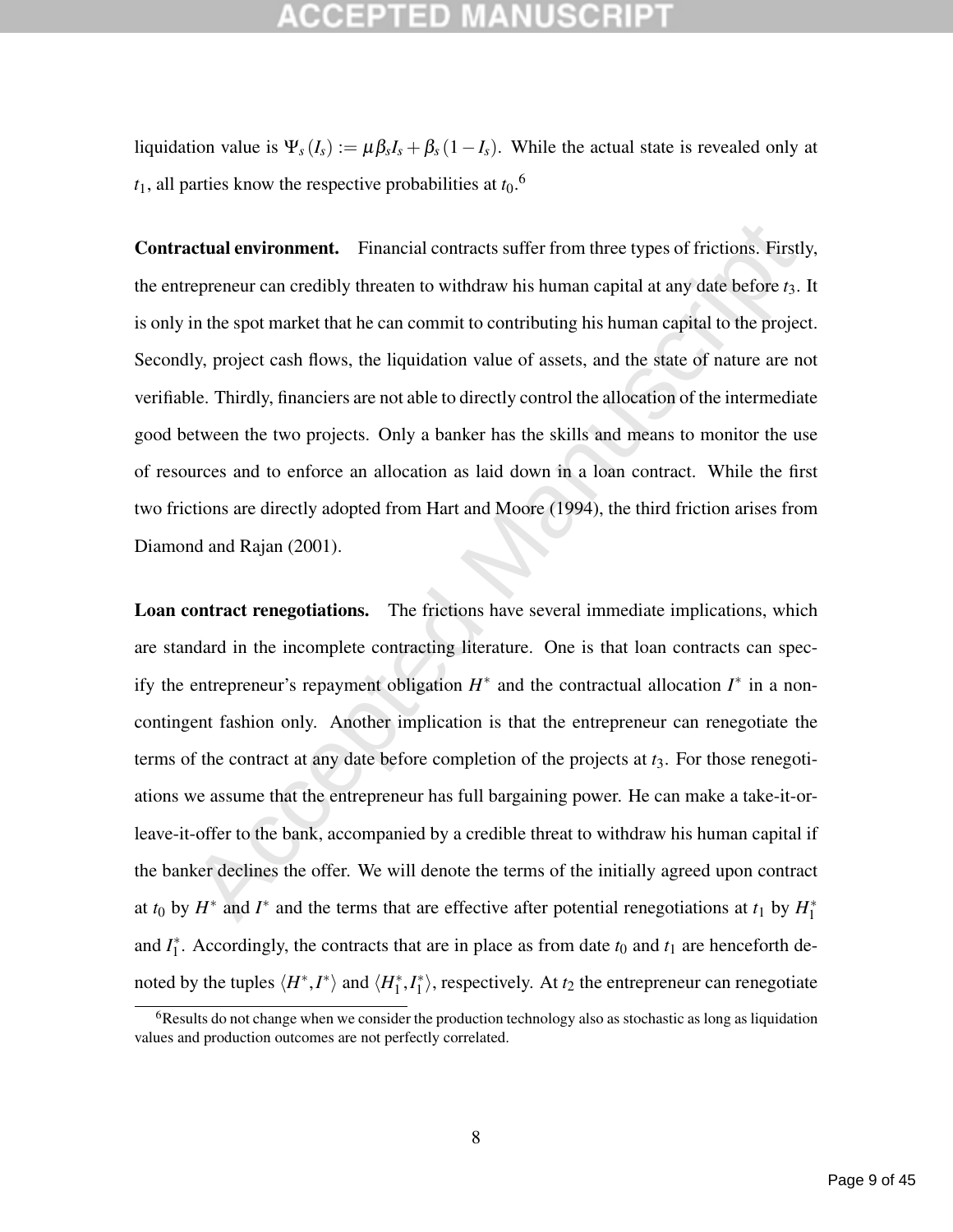liquidation value is $\Psi_s(I_s) := \mu\beta_s I_s + \beta_s(1 - I_s)$. While the actual state is revealed only at $t_1$, all parties know the respective probabilities at $t_0$.[6]

**Contractual environment.** Financial contracts suffer from three types of frictions. Firstly, the entrepreneur can credibly threaten to withdraw his human capital at any date before $t_3$. It is only in the spot market that he can commit to contributing his human capital to the project. Secondly, project cash flows, the liquidation value of assets, and the state of nature are not verifiable. Thirdly, financiers are not able to directly control the allocation of the intermediate good between the two projects. Only a banker has the skills and means to monitor the use of resources and to enforce an allocation as laid down in a loan contract. While the first two frictions are directly adopted from Hart and Moore (1994), the third friction arises from Diamond and Rajan (2001).

**Loan contract renegotiations.** The frictions have several immediate implications, which are standard in the incomplete contracting literature. One is that loan contracts can specify the entrepreneur's repayment obligation $H^*$ and the contractual allocation $I^*$ in a non-contingent fashion only. Another implication is that the entrepreneur can renegotiate the terms of the contract at any date before completion of the projects at $t_3$. For those renegotiations we assume that the entrepreneur has full bargaining power. He can make a take-it-or-leave-it-offer to the bank, accompanied by a credible threat to withdraw his human capital if the banker declines the offer. We will denote the terms of the initially agreed upon contract at $t_0$ by $H^*$ and $I^*$ and the terms that are effective after potential renegotiations at $t_1$ by $H_1^*$ and $I_1^*$. Accordingly, the contracts that are in place as from date $t_0$ and $t_1$ are henceforth denoted by the tuples $\langle H^*, I^* \rangle$ and $\langle H_1^*, I_1^* \rangle$, respectively. At $t_2$ the entrepreneur can renegotiate

[6] Results do not change when we consider the production technology also as stochastic as long as liquidation values and production outcomes are not perfectly correlated.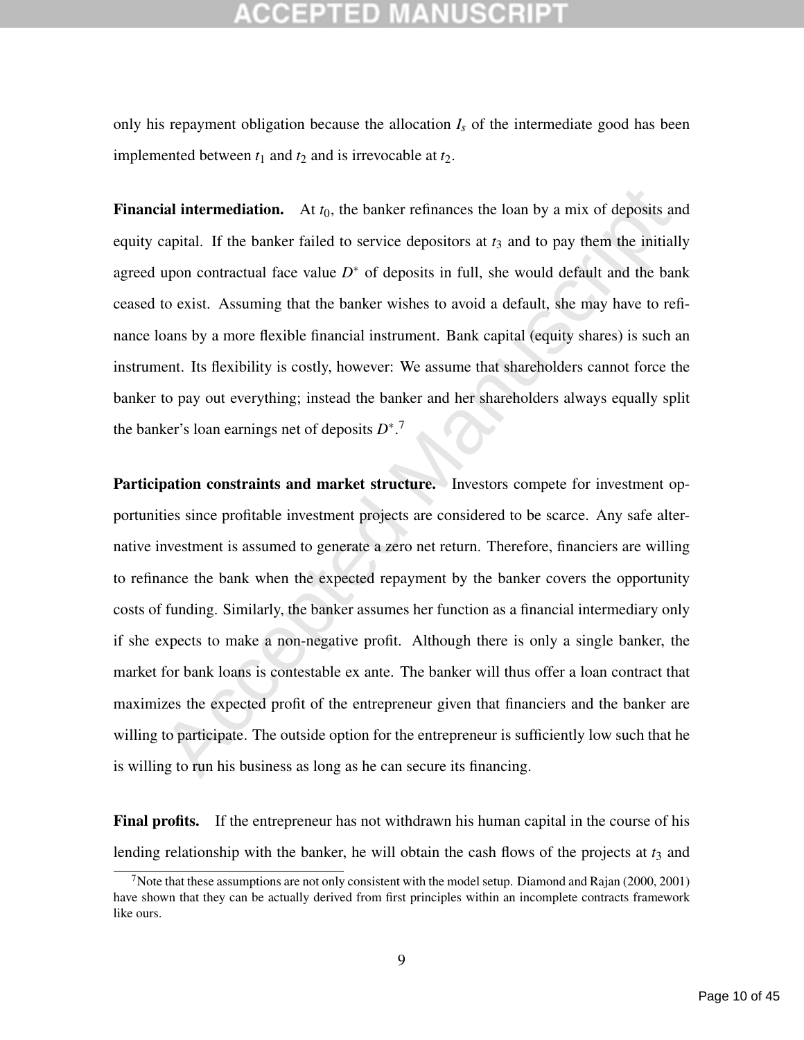only his repayment obligation because the allocation $I_s$ of the intermediate good has been implemented between $t_1$ and $t_2$ and is irrevocable at $t_2$.

**Financial intermediation.** At $t_0$, the banker refinances the loan by a mix of deposits and equity capital. If the banker failed to service depositors at $t_3$ and to pay them the initially agreed upon contractual face value $D^*$ of deposits in full, she would default and the bank ceased to exist. Assuming that the banker wishes to avoid a default, she may have to refinance loans by a more flexible financial instrument. Bank capital (equity shares) is such an instrument. Its flexibility is costly, however: We assume that shareholders cannot force the banker to pay out everything; instead the banker and her shareholders always equally split the banker's loan earnings net of deposits $D^*$.[7]

**Participation constraints and market structure.** Investors compete for investment opportunities since profitable investment projects are considered to be scarce. Any safe alternative investment is assumed to generate a zero net return. Therefore, financiers are willing to refinance the bank when the expected repayment by the banker covers the opportunity costs of funding. Similarly, the banker assumes her function as a financial intermediary only if she expects to make a non-negative profit. Although there is only a single banker, the market for bank loans is contestable ex ante. The banker will thus offer a loan contract that maximizes the expected profit of the entrepreneur given that financiers and the banker are willing to participate. The outside option for the entrepreneur is sufficiently low such that he is willing to run his business as long as he can secure its financing.

**Final profits.** If the entrepreneur has not withdrawn his human capital in the course of his lending relationship with the banker, he will obtain the cash flows of the projects at $t_3$ and

[7] Note that these assumptions are not only consistent with the model setup. Diamond and Rajan (2000, 2001) have shown that they can be actually derived from first principles within an incomplete contracts framework like ours.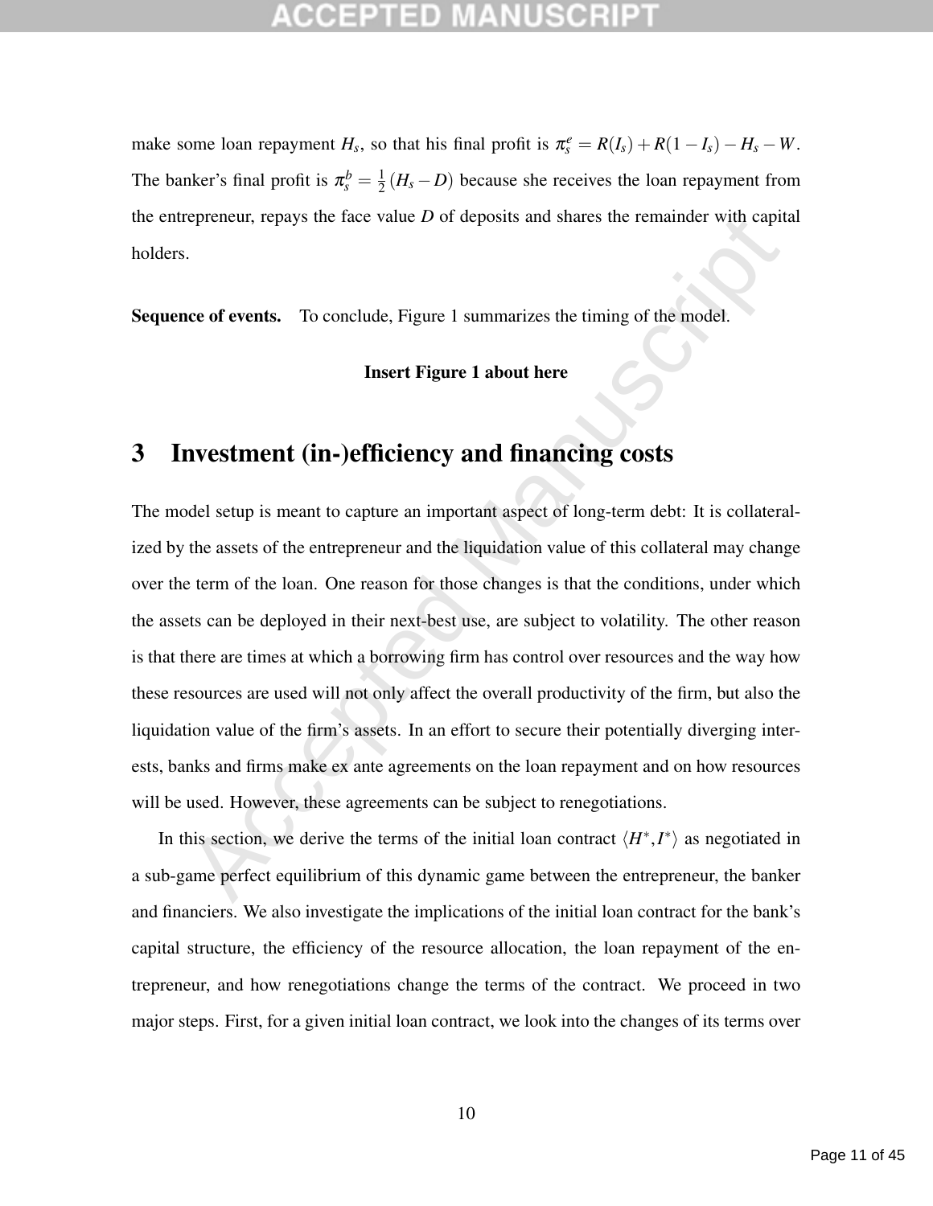make some loan repayment $H_s$, so that his final profit is $\pi_s^e = R(I_s) + R(1 - I_s) - H_s - W$. The banker's final profit is $\pi_s^b = \frac{1}{2}(H_s - D)$ because she receives the loan repayment from the entrepreneur, repays the face value $D$ of deposits and shares the remainder with capital holders.

**Sequence of events.** To conclude, Figure 1 summarizes the timing of the model.

**Insert Figure 1 about here**

## 3 Investment (in-)efficiency and financing costs

The model setup is meant to capture an important aspect of long-term debt: It is collateralized by the assets of the entrepreneur and the liquidation value of this collateral may change over the term of the loan. One reason for those changes is that the conditions, under which the assets can be deployed in their next-best use, are subject to volatility. The other reason is that there are times at which a borrowing firm has control over resources and the way how these resources are used will not only affect the overall productivity of the firm, but also the liquidation value of the firm's assets. In an effort to secure their potentially diverging interests, banks and firms make ex ante agreements on the loan repayment and on how resources will be used. However, these agreements can be subject to renegotiations.

In this section, we derive the terms of the initial loan contract $\langle H^*, I^* \rangle$ as negotiated in a sub-game perfect equilibrium of this dynamic game between the entrepreneur, the banker and financiers. We also investigate the implications of the initial loan contract for the bank's capital structure, the efficiency of the resource allocation, the loan repayment of the entrepreneur, and how renegotiations change the terms of the contract. We proceed in two major steps. First, for a given initial loan contract, we look into the changes of its terms over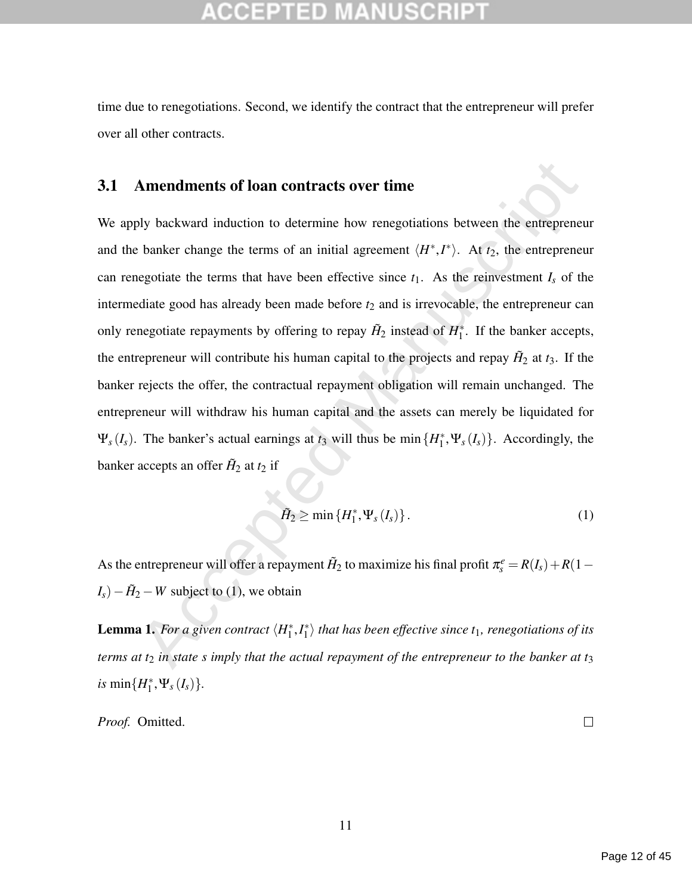time due to renegotiations. Second, we identify the contract that the entrepreneur will prefer over all other contracts.

## 3.1 Amendments of loan contracts over time

We apply backward induction to determine how renegotiations between the entrepreneur and the banker change the terms of an initial agreement $\langle H^*, I^* \rangle$. At $t_2$, the entrepreneur can renegotiate the terms that have been effective since $t_1$. As the reinvestment $I_s$ of the intermediate good has already been made before $t_2$ and is irrevocable, the entrepreneur can only renegotiate repayments by offering to repay $\tilde{H}_2$ instead of $H_1^*$. If the banker accepts, the entrepreneur will contribute his human capital to the projects and repay $\tilde{H}_2$ at $t_3$. If the banker rejects the offer, the contractual repayment obligation will remain unchanged. The entrepreneur will withdraw his human capital and the assets can merely be liquidated for $\Psi_s(I_s)$. The banker's actual earnings at $t_3$ will thus be $\min\{H_1^*, \Psi_s(I_s)\}$. Accordingly, the banker accepts an offer $\tilde{H}_2$ at $t_2$ if

$$\tilde{H}_2 \geq \min\{H_1^*, \Psi_s(I_s)\}. \tag{1}$$

As the entrepreneur will offer a repayment $\tilde{H}_2$ to maximize his final profit $\pi_s^e = R(I_s) + R(1 - I_s) - \tilde{H}_2 - W$ subject to (1), we obtain

**Lemma 1.** *For a given contract $\langle H_1^*, I_1^* \rangle$ that has been effective since $t_1$, renegotiations of its terms at $t_2$ in state $s$ imply that the actual repayment of the entrepreneur to the banker at $t_3$ is $\min\{H_1^*, \Psi_s(I_s)\}$.*

*Proof.* Omitted. □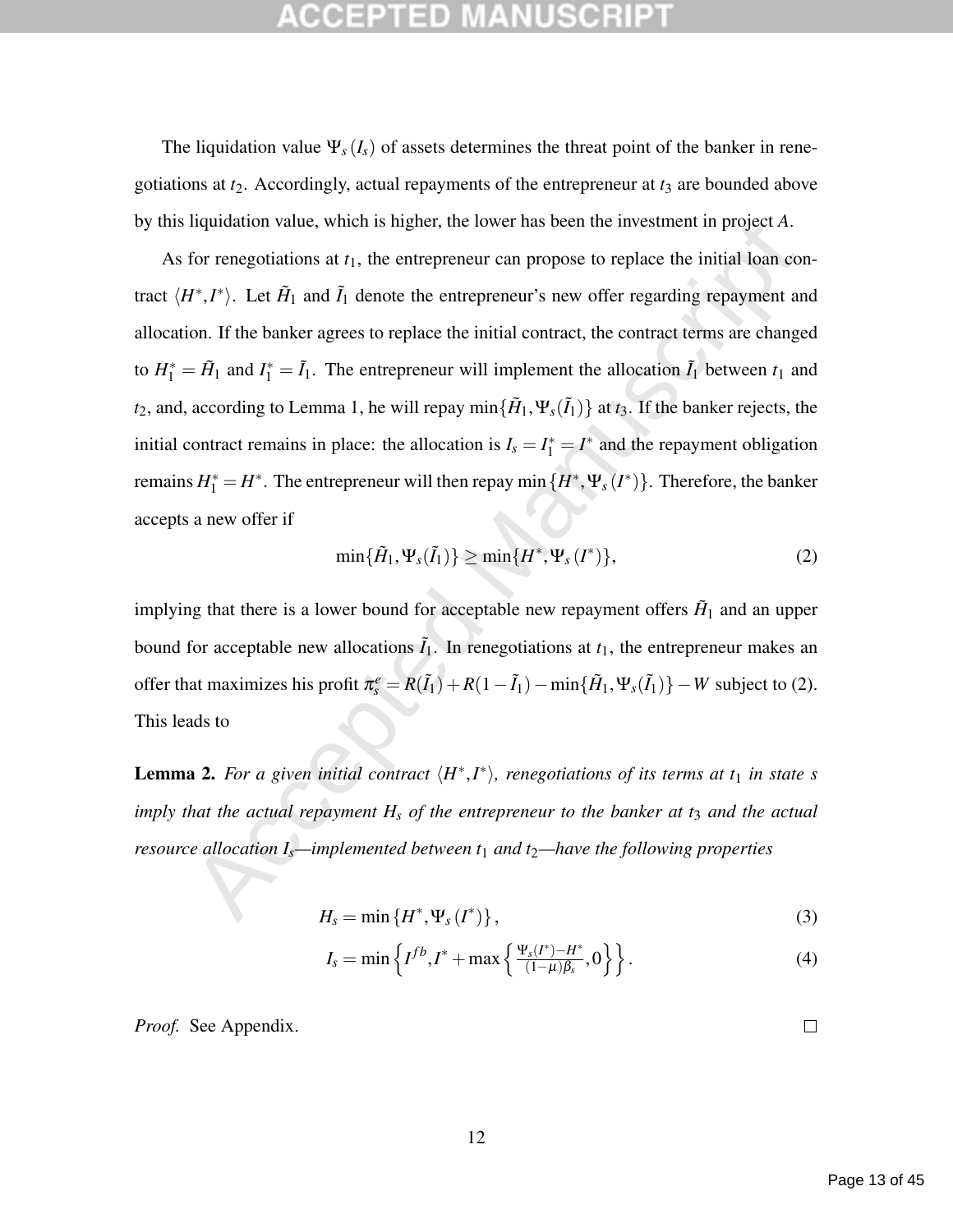The liquidation value $\Psi_s(I_s)$ of assets determines the threat point of the banker in renegotiations at $t_2$. Accordingly, actual repayments of the entrepreneur at $t_3$ are bounded above by this liquidation value, which is higher, the lower has been the investment in project $A$.

As for renegotiations at $t_1$, the entrepreneur can propose to replace the initial loan contract $\langle H^*, I^* \rangle$. Let $\tilde{H}_1$ and $\tilde{I}_1$ denote the entrepreneur's new offer regarding repayment and allocation. If the banker agrees to replace the initial contract, the contract terms are changed to $H_1^* = \tilde{H}_1$ and $I_1^* = \tilde{I}_1$. The entrepreneur will implement the allocation $\tilde{I}_1$ between $t_1$ and $t_2$, and, according to Lemma 1, he will repay $\min\{\tilde{H}_1, \Psi_s(\tilde{I}_1)\}$ at $t_3$. If the banker rejects, the initial contract remains in place: the allocation is $I_s = I_1^* = I^*$ and the repayment obligation remains $H_1^* = H^*$. The entrepreneur will then repay $\min\{H^*, \Psi_s(I^*)\}$. Therefore, the banker accepts a new offer if

$$\min\{\tilde{H}_1, \Psi_s(\tilde{I}_1)\} \geq \min\{H^*, \Psi_s(I^*)\}, \tag{2}$$

implying that there is a lower bound for acceptable new repayment offers $\tilde{H}_1$ and an upper bound for acceptable new allocations $\tilde{I}_1$. In renegotiations at $t_1$, the entrepreneur makes an offer that maximizes his profit $\pi_s^e = R(\tilde{I}_1) + R(1-\tilde{I}_1) - \min\{\tilde{H}_1, \Psi_s(\tilde{I}_1)\} - W$ subject to (2). This leads to

**Lemma 2.** *For a given initial contract $\langle H^*, I^* \rangle$, renegotiations of its terms at $t_1$ in state $s$ imply that the actual repayment $H_s$ of the entrepreneur to the banker at $t_3$ and the actual resource allocation $I_s$—implemented between $t_1$ and $t_2$—have the following properties*

$$H_s = \min\{H^*, \Psi_s(I^*)\}, \tag{3}$$

$$I_s = \min\left\{I^{fb}, I^* + \max\left\{\frac{\Psi_s(I^*) - H^*}{(1-\mu)\beta_s}, 0\right\}\right\}. \tag{4}$$

*Proof.* See Appendix. □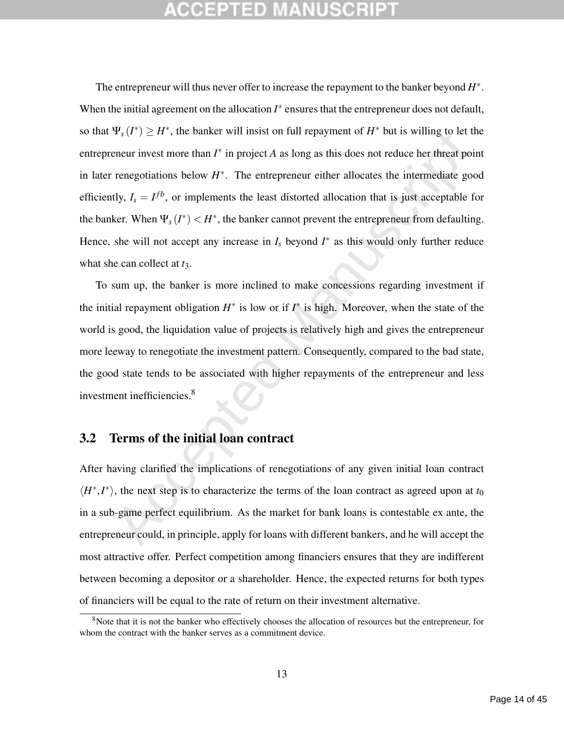The entrepreneur will thus never offer to increase the repayment to the banker beyond $H^*$. When the initial agreement on the allocation $I^*$ ensures that the entrepreneur does not default, so that $\Psi_s(I^*) \geq H^*$, the banker will insist on full repayment of $H^*$ but is willing to let the entrepreneur invest more than $I^*$ in project $A$ as long as this does not reduce her threat point in later renegotiations below $H^*$. The entrepreneur either allocates the intermediate good efficiently, $I_s = I^{fb}$, or implements the least distorted allocation that is just acceptable for the banker. When $\Psi_s(I^*) < H^*$, the banker cannot prevent the entrepreneur from defaulting. Hence, she will not accept any increase in $I_s$ beyond $I^*$ as this would only further reduce what she can collect at $t_3$.

To sum up, the banker is more inclined to make concessions regarding investment if the initial repayment obligation $H^*$ is low or if $I^*$ is high. Moreover, when the state of the world is good, the liquidation value of projects is relatively high and gives the entrepreneur more leeway to renegotiate the investment pattern. Consequently, compared to the bad state, the good state tends to be associated with higher repayments of the entrepreneur and less investment inefficiencies.[8]

## 3.2 Terms of the initial loan contract

After having clarified the implications of renegotiations of any given initial loan contract $\langle H^*, I^* \rangle$, the next step is to characterize the terms of the loan contract as agreed upon at $t_0$ in a sub-game perfect equilibrium. As the market for bank loans is contestable ex ante, the entrepreneur could, in principle, apply for loans with different bankers, and he will accept the most attractive offer. Perfect competition among financiers ensures that they are indifferent between becoming a depositor or a shareholder. Hence, the expected returns for both types of financiers will be equal to the rate of return on their investment alternative.

[8] Note that it is not the banker who effectively chooses the allocation of resources but the entrepreneur, for whom the contract with the banker serves as a commitment device.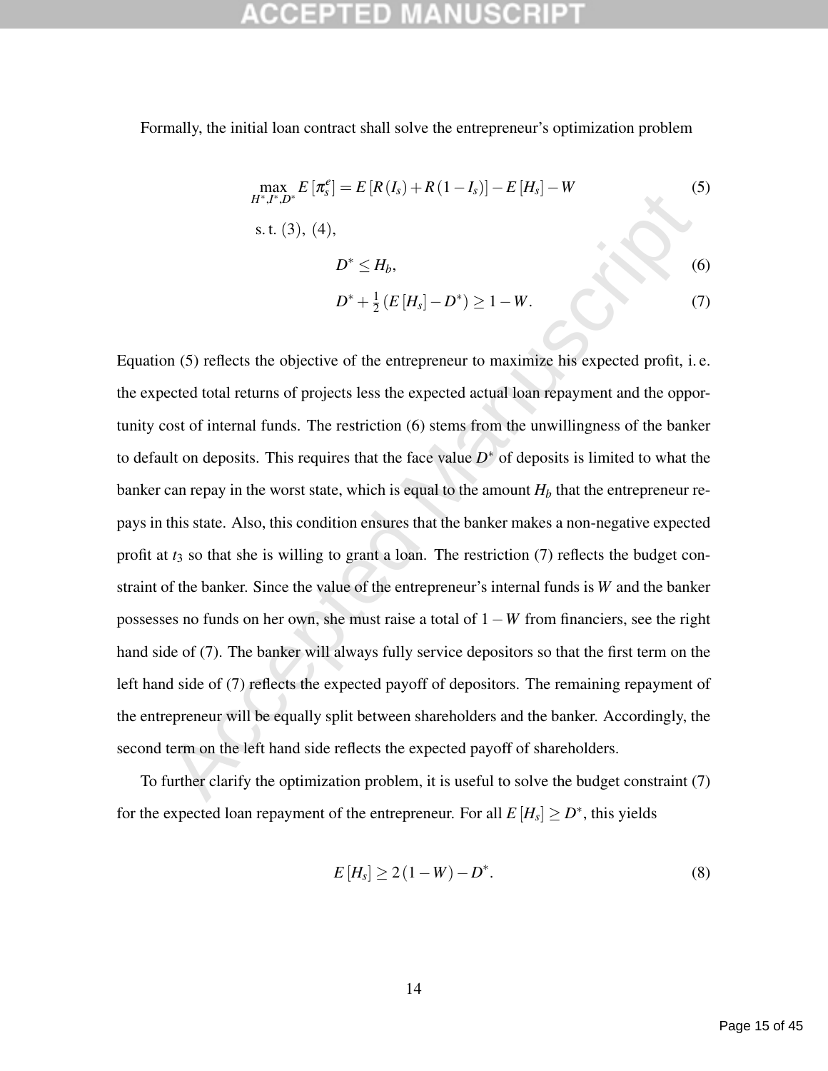Formally, the initial loan contract shall solve the entrepreneur's optimization problem

$$\max_{H^*,I^*,D^*} E\left[\pi_s^e\right] = E\left[R\left(I_s\right) + R\left(1 - I_s\right)\right] - E\left[H_s\right] - W \tag{5}$$

s. t. (3), (4),

$$D^* \leq H_b, \tag{6}$$

$$D^* + \tfrac{1}{2}\left(E\left[H_s\right] - D^*\right) \geq 1 - W. \tag{7}$$

Equation (5) reflects the objective of the entrepreneur to maximize his expected profit, i. e. the expected total returns of projects less the expected actual loan repayment and the opportunity cost of internal funds. The restriction (6) stems from the unwillingness of the banker to default on deposits. This requires that the face value $D^*$ of deposits is limited to what the banker can repay in the worst state, which is equal to the amount $H_b$ that the entrepreneur repays in this state. Also, this condition ensures that the banker makes a non-negative expected profit at $t_3$ so that she is willing to grant a loan. The restriction (7) reflects the budget constraint of the banker. Since the value of the entrepreneur's internal funds is $W$ and the banker possesses no funds on her own, she must raise a total of $1 - W$ from financiers, see the right hand side of (7). The banker will always fully service depositors so that the first term on the left hand side of (7) reflects the expected payoff of depositors. The remaining repayment of the entrepreneur will be equally split between shareholders and the banker. Accordingly, the second term on the left hand side reflects the expected payoff of shareholders.

To further clarify the optimization problem, it is useful to solve the budget constraint (7) for the expected loan repayment of the entrepreneur. For all $E\left[H_s\right] \geq D^*$, this yields

$$E\left[H_s\right] \geq 2\left(1 - W\right) - D^*. \tag{8}$$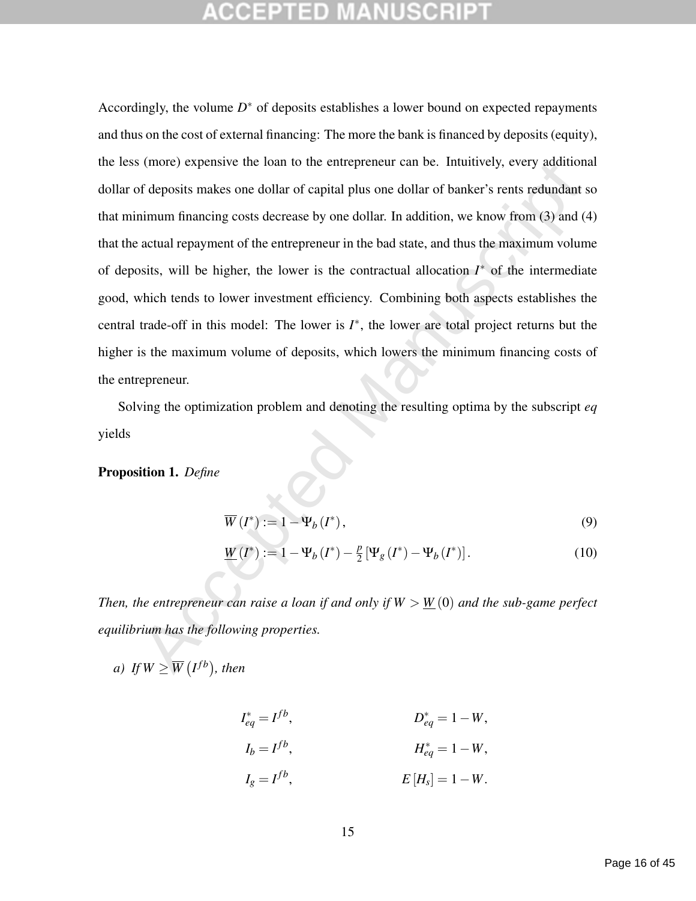Accordingly, the volume $D^*$ of deposits establishes a lower bound on expected repayments and thus on the cost of external financing: The more the bank is financed by deposits (equity), the less (more) expensive the loan to the entrepreneur can be. Intuitively, every additional dollar of deposits makes one dollar of capital plus one dollar of banker's rents redundant so that minimum financing costs decrease by one dollar. In addition, we know from (3) and (4) that the actual repayment of the entrepreneur in the bad state, and thus the maximum volume of deposits, will be higher, the lower is the contractual allocation $I^*$ of the intermediate good, which tends to lower investment efficiency. Combining both aspects establishes the central trade-off in this model: The lower is $I^*$, the lower are total project returns but the higher is the maximum volume of deposits, which lowers the minimum financing costs of the entrepreneur.

Solving the optimization problem and denoting the resulting optima by the subscript *eq* yields

**Proposition 1.** *Define*

$$\overline{W}(I^*) := 1 - \Psi_b(I^*), \tag{9}$$

$$\underline{W}(I^*) := 1 - \Psi_b(I^*) - \frac{p}{2}\left[\Psi_g(I^*) - \Psi_b(I^*)\right]. \tag{10}$$

*Then, the entrepreneur can raise a loan if and only if $W > \underline{W}(0)$ and the sub-game perfect equilibrium has the following properties.*

*a) If $W \geq \overline{W}\left(I^{fb}\right)$, then*

$$I^*_{eq} = I^{fb}, \qquad D^*_{eq} = 1 - W,$$

$$I_b = I^{fb}, \qquad H^*_{eq} = 1 - W,$$

$$I_g = I^{fb}, \qquad E[H_s] = 1 - W.$$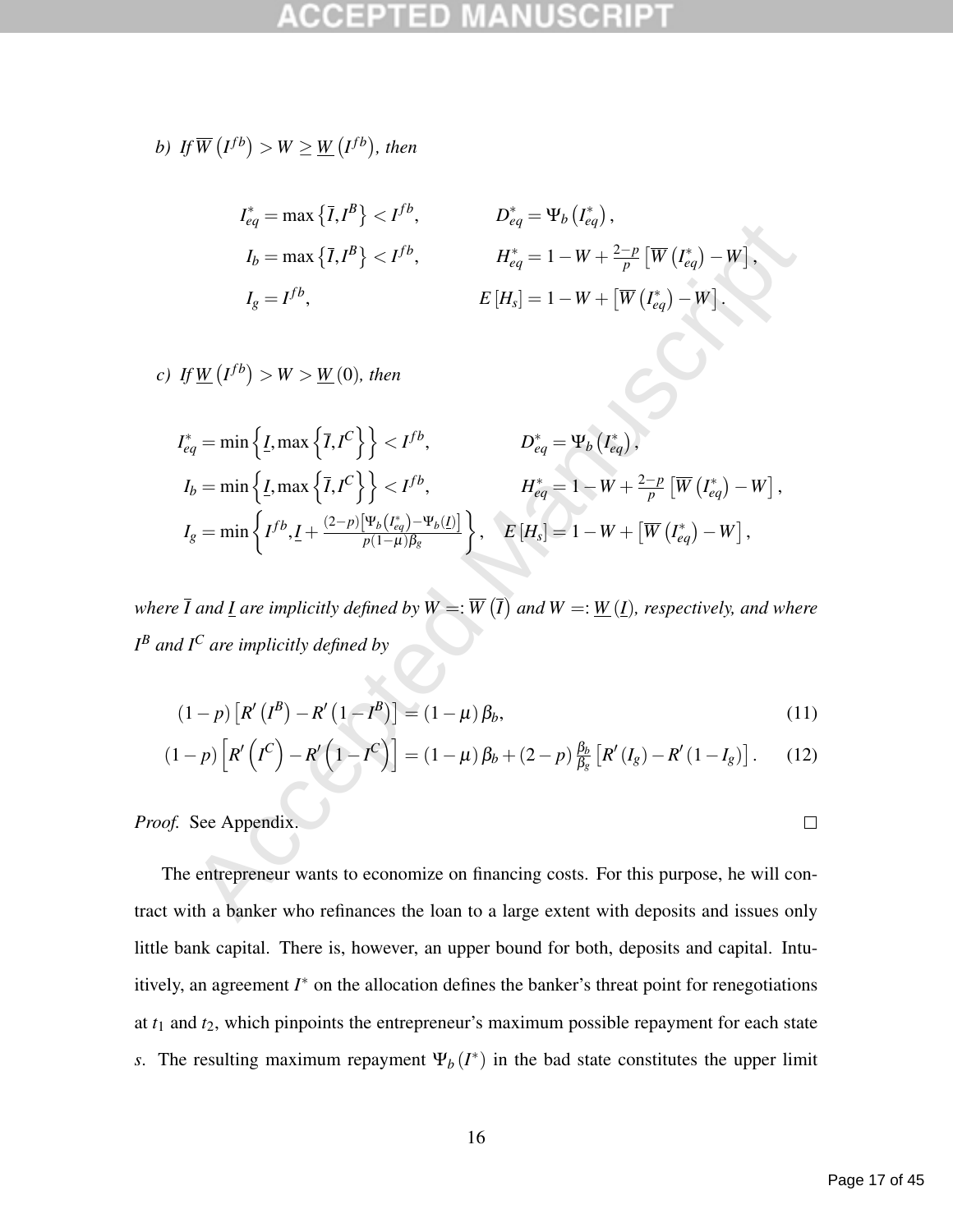*b) If* $\overline{W}\left(I^{fb}\right) > W \geq \underline{W}\left(I^{fb}\right)$*, then*

$$
\begin{aligned}
I^*_{eq} &= \max\left\{\bar{I}, I^B\right\} < I^{fb}, & D^*_{eq} &= \Psi_b\left(I^*_{eq}\right), \\
I_b &= \max\left\{\bar{I}, I^B\right\} < I^{fb}, & H^*_{eq} &= 1 - W + \tfrac{2-p}{p}\left[\overline{W}\left(I^*_{eq}\right) - W\right], \\
I_g &= I^{fb}, & E\left[H_s\right] &= 1 - W + \left[\overline{W}\left(I^*_{eq}\right) - W\right].
\end{aligned}
$$

*c) If* $\underline{W}\left(I^{fb}\right) > W > \underline{W}(0)$*, then*

$$
\begin{aligned}
I^*_{eq} &= \min\left\{\underline{I}, \max\left\{\bar{I}, I^C\right\}\right\} < I^{fb}, & D^*_{eq} &= \Psi_b\left(I^*_{eq}\right), \\
I_b &= \min\left\{\underline{I}, \max\left\{\bar{I}, I^C\right\}\right\} < I^{fb}, & H^*_{eq} &= 1 - W + \tfrac{2-p}{p}\left[\overline{W}\left(I^*_{eq}\right) - W\right], \\
I_g &= \min\left\{I^{fb}, \underline{I} + \tfrac{(2-p)\left[\Psi_b\left(I^*_{eq}\right) - \Psi_b\left(\underline{I}\right)\right]}{p(1-\mu)\beta_g}\right\}, & E\left[H_s\right] &= 1 - W + \left[\overline{W}\left(I^*_{eq}\right) - W\right],
\end{aligned}
$$

*where* $\bar{I}$ *and* $\underline{I}$ *are implicitly defined by* $W =: \overline{W}\left(\bar{I}\right)$ *and* $W =: \underline{W}\left(\underline{I}\right)$*, respectively, and where* $I^B$ *and* $I^C$ *are implicitly defined by*

$$
(1-p)\left[R'\left(I^B\right) - R'\left(1 - I^B\right)\right] = (1-\mu)\beta_b, \tag{11}
$$

$$
(1-p)\left[R'\left(I^C\right) - R'\left(1 - I^C\right)\right] = (1-\mu)\beta_b + (2-p)\frac{\beta_b}{\beta_g}\left[R'\left(I_g\right) - R'\left(1 - I_g\right)\right]. \tag{12}
$$

*Proof.* See Appendix. □

The entrepreneur wants to economize on financing costs. For this purpose, he will contract with a banker who refinances the loan to a large extent with deposits and issues only little bank capital. There is, however, an upper bound for both, deposits and capital. Intuitively, an agreement $I^*$ on the allocation defines the banker's threat point for renegotiations at $t_1$ and $t_2$, which pinpoints the entrepreneur's maximum possible repayment for each state $s$. The resulting maximum repayment $\Psi_b\left(I^*\right)$ in the bad state constitutes the upper limit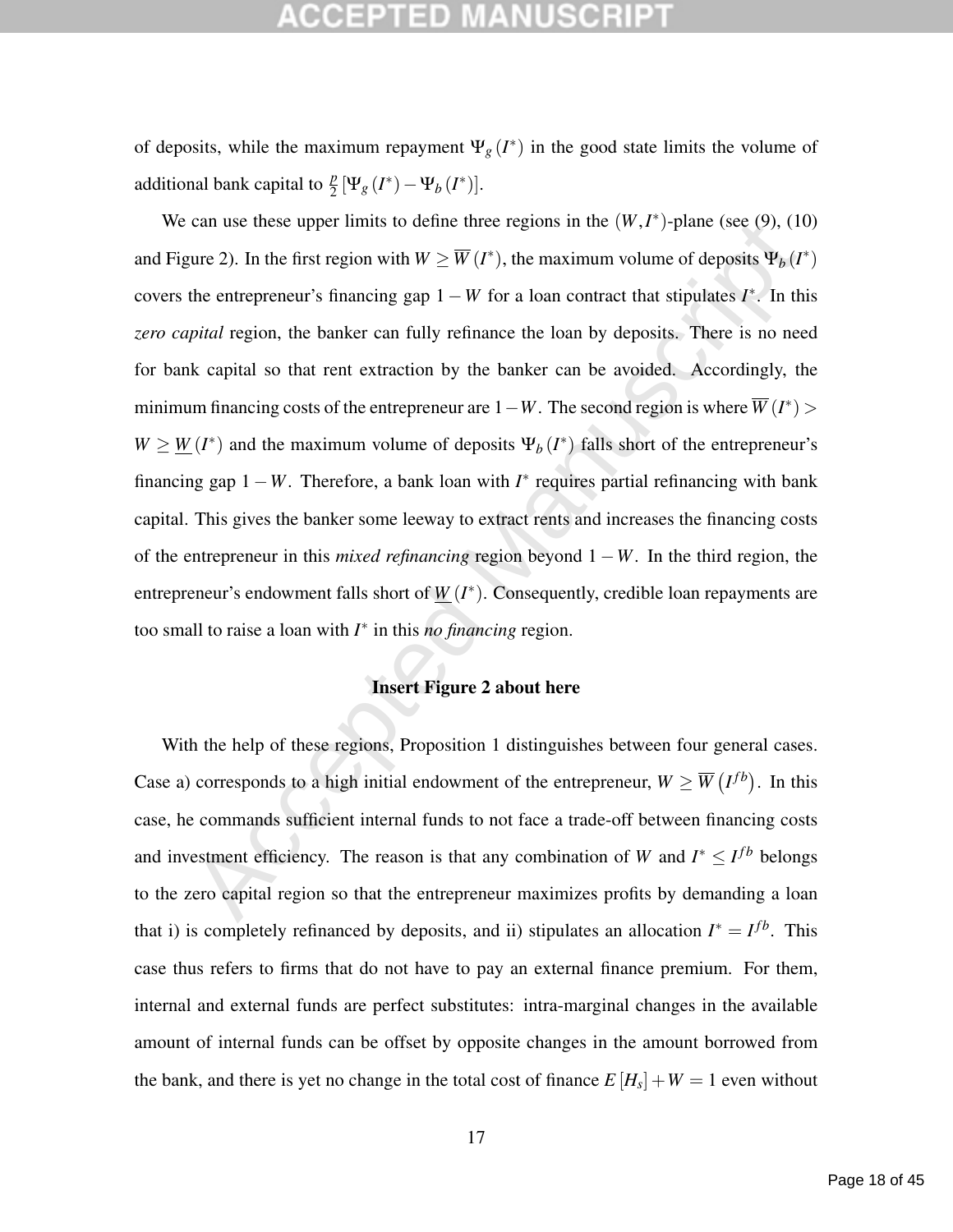of deposits, while the maximum repayment $\Psi_g(I^*)$ in the good state limits the volume of additional bank capital to $\frac{p}{2}[\Psi_g(I^*) - \Psi_b(I^*)]$.

We can use these upper limits to define three regions in the $(W, I^*)$-plane (see (9), (10) and Figure 2). In the first region with $W \geq \overline{W}(I^*)$, the maximum volume of deposits $\Psi_b(I^*)$ covers the entrepreneur's financing gap $1 - W$ for a loan contract that stipulates $I^*$. In this *zero capital* region, the banker can fully refinance the loan by deposits. There is no need for bank capital so that rent extraction by the banker can be avoided. Accordingly, the minimum financing costs of the entrepreneur are $1-W$. The second region is where $\overline{W}(I^*) > W \geq \underline{W}(I^*)$ and the maximum volume of deposits $\Psi_b(I^*)$ falls short of the entrepreneur's financing gap $1-W$. Therefore, a bank loan with $I^*$ requires partial refinancing with bank capital. This gives the banker some leeway to extract rents and increases the financing costs of the entrepreneur in this *mixed refinancing* region beyond $1-W$. In the third region, the entrepreneur's endowment falls short of $\underline{W}(I^*)$. Consequently, credible loan repayments are too small to raise a loan with $I^*$ in this *no financing* region.

**Insert Figure 2 about here**

With the help of these regions, Proposition 1 distinguishes between four general cases. Case a) corresponds to a high initial endowment of the entrepreneur, $W \geq \overline{W}\left(I^{fb}\right)$. In this case, he commands sufficient internal funds to not face a trade-off between financing costs and investment efficiency. The reason is that any combination of $W$ and $I^* \leq I^{fb}$ belongs to the zero capital region so that the entrepreneur maximizes profits by demanding a loan that i) is completely refinanced by deposits, and ii) stipulates an allocation $I^* = I^{fb}$. This case thus refers to firms that do not have to pay an external finance premium. For them, internal and external funds are perfect substitutes: intra-marginal changes in the available amount of internal funds can be offset by opposite changes in the amount borrowed from the bank, and there is yet no change in the total cost of finance $E[H_s] + W = 1$ even without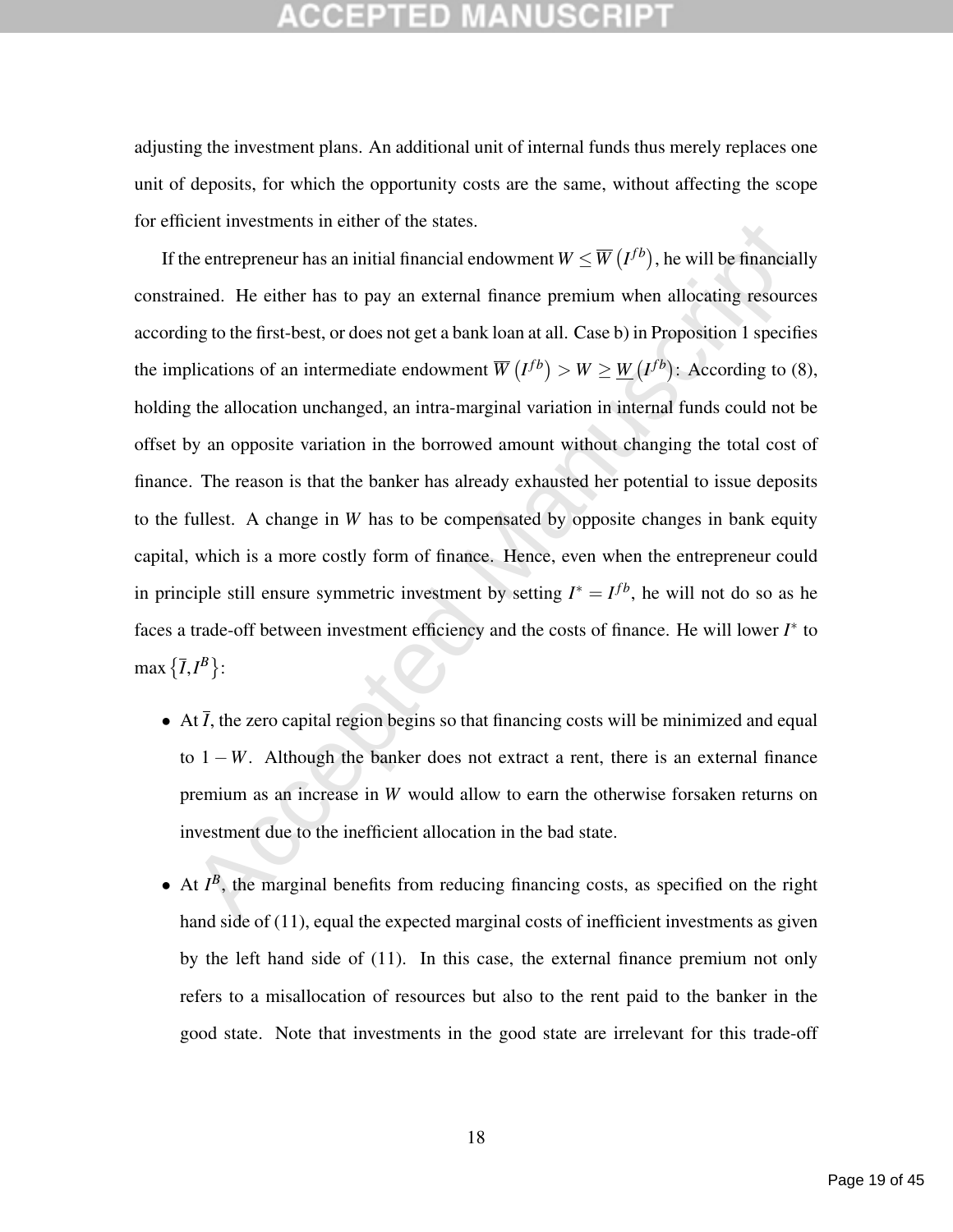adjusting the investment plans. An additional unit of internal funds thus merely replaces one unit of deposits, for which the opportunity costs are the same, without affecting the scope for efficient investments in either of the states.

If the entrepreneur has an initial financial endowment $W \leq \overline{W}\left(I^{fb}\right)$, he will be financially constrained. He either has to pay an external finance premium when allocating resources according to the first-best, or does not get a bank loan at all. Case b) in Proposition 1 specifies the implications of an intermediate endowment $\overline{W}\left(I^{fb}\right) > W \geq \underline{W}\left(I^{fb}\right)$: According to (8), holding the allocation unchanged, an intra-marginal variation in internal funds could not be offset by an opposite variation in the borrowed amount without changing the total cost of finance. The reason is that the banker has already exhausted her potential to issue deposits to the fullest. A change in $W$ has to be compensated by opposite changes in bank equity capital, which is a more costly form of finance. Hence, even when the entrepreneur could in principle still ensure symmetric investment by setting $I^* = I^{fb}$, he will not do so as he faces a trade-off between investment efficiency and the costs of finance. He will lower $I^*$ to $\max\left\{\overline{I}, I^B\right\}$:

- At $\overline{I}$, the zero capital region begins so that financing costs will be minimized and equal to $1-W$. Although the banker does not extract a rent, there is an external finance premium as an increase in $W$ would allow to earn the otherwise forsaken returns on investment due to the inefficient allocation in the bad state.
- At $I^B$, the marginal benefits from reducing financing costs, as specified on the right hand side of (11), equal the expected marginal costs of inefficient investments as given by the left hand side of (11). In this case, the external finance premium not only refers to a misallocation of resources but also to the rent paid to the banker in the good state. Note that investments in the good state are irrelevant for this trade-off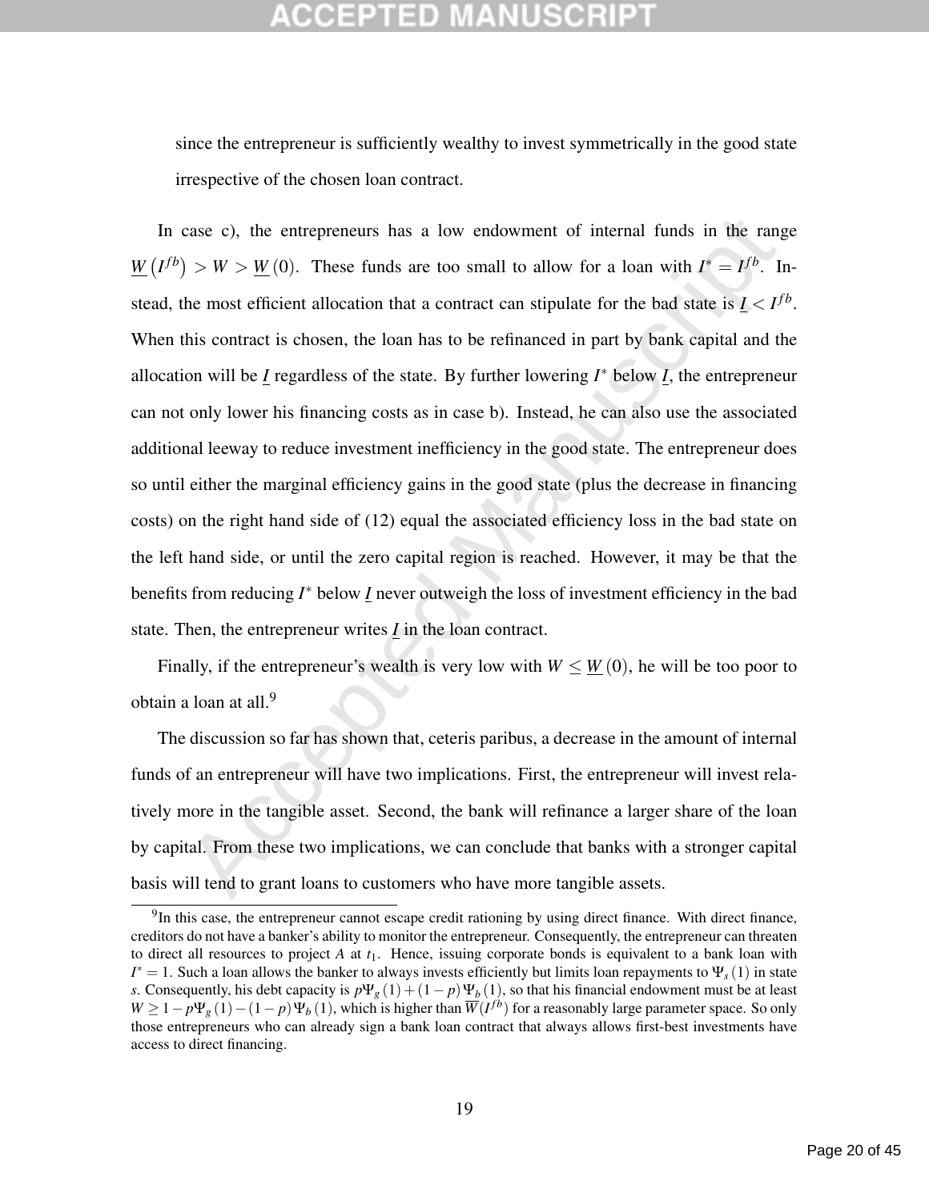since the entrepreneur is sufficiently wealthy to invest symmetrically in the good state irrespective of the chosen loan contract.

In case c), the entrepreneurs has a low endowment of internal funds in the range $\underline{W}\left(I^{fb}\right) > W > \underline{W}(0)$. These funds are too small to allow for a loan with $I^* = I^{fb}$. Instead, the most efficient allocation that a contract can stipulate for the bad state is $\underline{I} < I^{fb}$. When this contract is chosen, the loan has to be refinanced in part by bank capital and the allocation will be $\underline{I}$ regardless of the state. By further lowering $I^*$ below $\underline{I}$, the entrepreneur can not only lower his financing costs as in case b). Instead, he can also use the associated additional leeway to reduce investment inefficiency in the good state. The entrepreneur does so until either the marginal efficiency gains in the good state (plus the decrease in financing costs) on the right hand side of (12) equal the associated efficiency loss in the bad state on the left hand side, or until the zero capital region is reached. However, it may be that the benefits from reducing $I^*$ below $\underline{I}$ never outweigh the loss of investment efficiency in the bad state. Then, the entrepreneur writes $\underline{I}$ in the loan contract.

Finally, if the entrepreneur's wealth is very low with $W \leq \underline{W}(0)$, he will be too poor to obtain a loan at all.[9]

The discussion so far has shown that, ceteris paribus, a decrease in the amount of internal funds of an entrepreneur will have two implications. First, the entrepreneur will invest relatively more in the tangible asset. Second, the bank will refinance a larger share of the loan by capital. From these two implications, we can conclude that banks with a stronger capital basis will tend to grant loans to customers who have more tangible assets.

[9] In this case, the entrepreneur cannot escape credit rationing by using direct finance. With direct finance, creditors do not have a banker's ability to monitor the entrepreneur. Consequently, the entrepreneur can threaten to direct all resources to project $A$ at $t_1$. Hence, issuing corporate bonds is equivalent to a bank loan with $I^* = 1$. Such a loan allows the banker to always invests efficiently but limits loan repayments to $\Psi_s(1)$ in state $s$. Consequently, his debt capacity is $p\Psi_g(1) + (1-p)\Psi_b(1)$, so that his financial endowment must be at least $W \geq 1 - p\Psi_g(1) - (1-p)\Psi_b(1)$, which is higher than $\overline{W}(I^{fb})$ for a reasonably large parameter space. So only those entrepreneurs who can already sign a bank loan contract that always allows first-best investments have access to direct financing.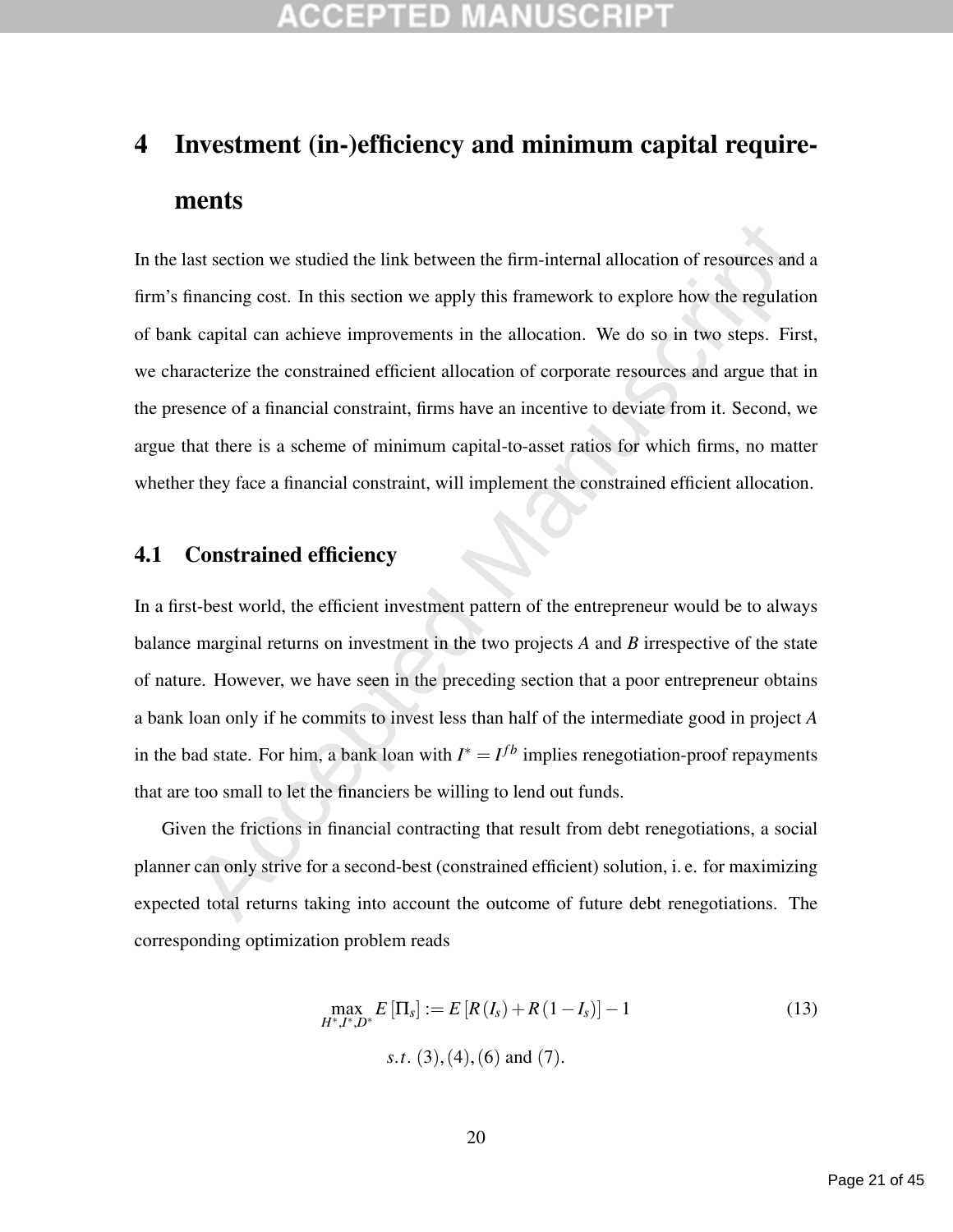# 4 Investment (in-)efficiency and minimum capital requirements

In the last section we studied the link between the firm-internal allocation of resources and a firm's financing cost. In this section we apply this framework to explore how the regulation of bank capital can achieve improvements in the allocation. We do so in two steps. First, we characterize the constrained efficient allocation of corporate resources and argue that in the presence of a financial constraint, firms have an incentive to deviate from it. Second, we argue that there is a scheme of minimum capital-to-asset ratios for which firms, no matter whether they face a financial constraint, will implement the constrained efficient allocation.

## 4.1 Constrained efficiency

In a first-best world, the efficient investment pattern of the entrepreneur would be to always balance marginal returns on investment in the two projects $A$ and $B$ irrespective of the state of nature. However, we have seen in the preceding section that a poor entrepreneur obtains a bank loan only if he commits to invest less than half of the intermediate good in project $A$ in the bad state. For him, a bank loan with $I^* = I^{fb}$ implies renegotiation-proof repayments that are too small to let the financiers be willing to lend out funds.

Given the frictions in financial contracting that result from debt renegotiations, a social planner can only strive for a second-best (constrained efficient) solution, i. e. for maximizing expected total returns taking into account the outcome of future debt renegotiations. The corresponding optimization problem reads

$$\max_{H^*,I^*,D^*} E[\Pi_s] := E[R(I_s) + R(1 - I_s)] - 1 \tag{13}$$

$$s.t.\ (3), (4), (6) \text{ and } (7).$$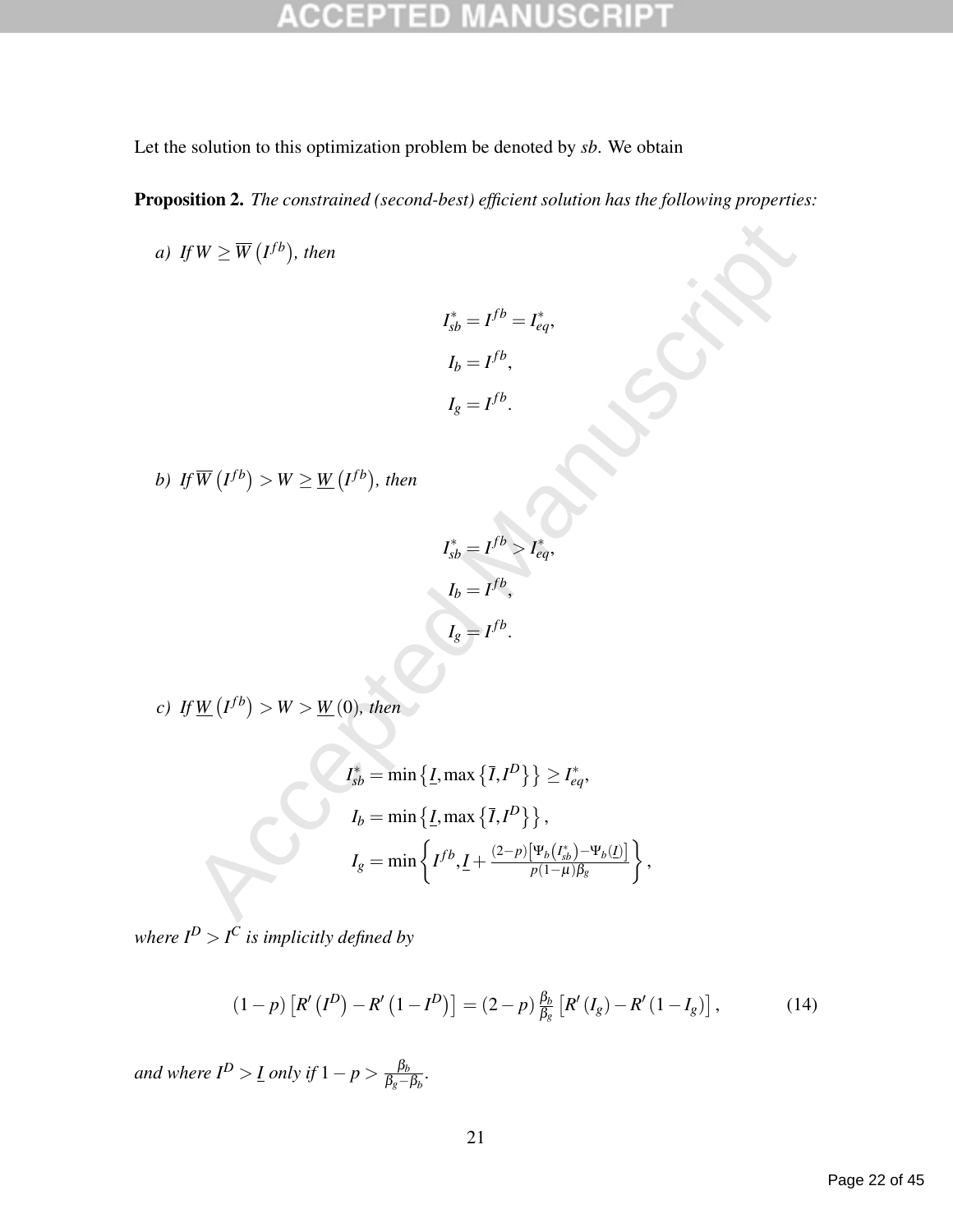Let the solution to this optimization problem be denoted by *sb*. We obtain

**Proposition 2.** *The constrained (second-best) efficient solution has the following properties:*

*a) If* $W \geq \overline{W}\left(I^{fb}\right)$*, then*

$$I^*_{sb} = I^{fb} = I^*_{eq},$$
$$I_b = I^{fb},$$
$$I_g = I^{fb}.$$

*b) If* $\overline{W}\left(I^{fb}\right) > W \geq \underline{W}\left(I^{fb}\right)$*, then*

$$I^*_{sb} = I^{fb} > I^*_{eq},$$
$$I_b = I^{fb},$$
$$I_g = I^{fb}.$$

*c) If* $\underline{W}\left(I^{fb}\right) > W > \underline{W}(0)$*, then*

$$I^*_{sb} = \min\left\{\underline{I}, \max\left\{\overline{I}, I^D\right\}\right\} \geq I^*_{eq},$$
$$I_b = \min\left\{\underline{I}, \max\left\{\overline{I}, I^D\right\}\right\},$$
$$I_g = \min\left\{I^{fb}, \underline{I} + \frac{(2-p)\left[\Psi_b\left(I^*_{sb}\right) - \Psi_b\left(\underline{I}\right)\right]}{p(1-\mu)\beta_g}\right\},$$

*where* $I^D > I^C$ *is implicitly defined by*

$$(1-p)\left[R'\left(I^D\right) - R'\left(1-I^D\right)\right] = (2-p)\frac{\beta_b}{\beta_g}\left[R'\left(I_g\right) - R'\left(1-I_g\right)\right], \tag{14}$$

*and where* $I^D > \underline{I}$ *only if* $1-p > \frac{\beta_b}{\beta_g - \beta_b}$*.*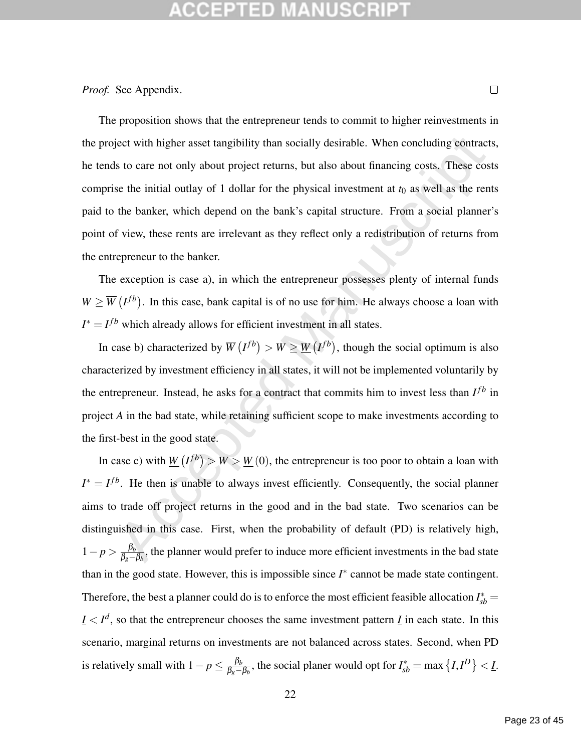*Proof.* See Appendix. □

The proposition shows that the entrepreneur tends to commit to higher reinvestments in the project with higher asset tangibility than socially desirable. When concluding contracts, he tends to care not only about project returns, but also about financing costs. These costs comprise the initial outlay of 1 dollar for the physical investment at $t_0$ as well as the rents paid to the banker, which depend on the bank's capital structure. From a social planner's point of view, these rents are irrelevant as they reflect only a redistribution of returns from the entrepreneur to the banker.

The exception is case a), in which the entrepreneur possesses plenty of internal funds $W \geq \overline{W}\left(I^{fb}\right)$. In this case, bank capital is of no use for him. He always choose a loan with $I^* = I^{fb}$ which already allows for efficient investment in all states.

In case b) characterized by $\overline{W}\left(I^{fb}\right) > W \geq \underline{W}\left(I^{fb}\right)$, though the social optimum is also characterized by investment efficiency in all states, it will not be implemented voluntarily by the entrepreneur. Instead, he asks for a contract that commits him to invest less than $I^{fb}$ in project *A* in the bad state, while retaining sufficient scope to make investments according to the first-best in the good state.

In case c) with $\underline{W}\left(I^{fb}\right) > W > \underline{W}(0)$, the entrepreneur is too poor to obtain a loan with $I^* = I^{fb}$. He then is unable to always invest efficiently. Consequently, the social planner aims to trade off project returns in the good and in the bad state. Two scenarios can be distinguished in this case. First, when the probability of default (PD) is relatively high, $1 - p > \frac{\beta_b}{\beta_g - \beta_b}$, the planner would prefer to induce more efficient investments in the bad state than in the good state. However, this is impossible since $I^*$ cannot be made state contingent. Therefore, the best a planner could do is to enforce the most efficient feasible allocation $I^*_{sb} = \underline{I} < I^d$, so that the entrepreneur chooses the same investment pattern $\underline{I}$ in each state. In this scenario, marginal returns on investments are not balanced across states. Second, when PD is relatively small with $1 - p \leq \frac{\beta_b}{\beta_g - \beta_b}$, the social planer would opt for $I^*_{sb} = \max\left\{\bar{I}, I^D\right\} < \underline{I}$.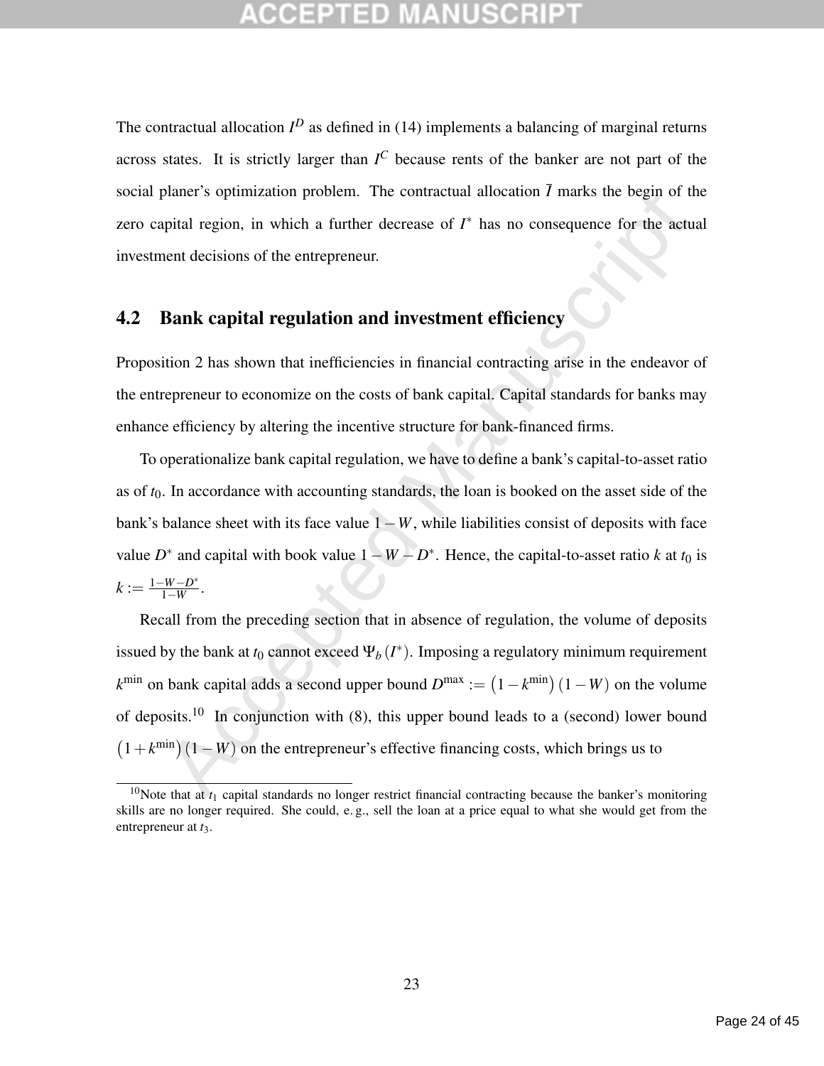The contractual allocation $I^D$ as defined in (14) implements a balancing of marginal returns across states. It is strictly larger than $I^C$ because rents of the banker are not part of the social planer's optimization problem. The contractual allocation $\bar{I}$ marks the begin of the zero capital region, in which a further decrease of $I^*$ has no consequence for the actual investment decisions of the entrepreneur.

## 4.2 Bank capital regulation and investment efficiency

Proposition 2 has shown that inefficiencies in financial contracting arise in the endeavor of the entrepreneur to economize on the costs of bank capital. Capital standards for banks may enhance efficiency by altering the incentive structure for bank-financed firms.

To operationalize bank capital regulation, we have to define a bank's capital-to-asset ratio as of $t_0$. In accordance with accounting standards, the loan is booked on the asset side of the bank's balance sheet with its face value $1-W$, while liabilities consist of deposits with face value $D^*$ and capital with book value $1-W-D^*$. Hence, the capital-to-asset ratio $k$ at $t_0$ is $k := \frac{1-W-D^*}{1-W}$.

Recall from the preceding section that in absence of regulation, the volume of deposits issued by the bank at $t_0$ cannot exceed $\Psi_b(I^*)$. Imposing a regulatory minimum requirement $k^{\min}$ on bank capital adds a second upper bound $D^{\max} := \left(1-k^{\min}\right)(1-W)$ on the volume of deposits.[10] In conjunction with (8), this upper bound leads to a (second) lower bound $\left(1+k^{\min}\right)(1-W)$ on the entrepreneur's effective financing costs, which brings us to

[10] Note that at $t_1$ capital standards no longer restrict financial contracting because the banker's monitoring skills are no longer required. She could, e. g., sell the loan at a price equal to what she would get from the entrepreneur at $t_3$.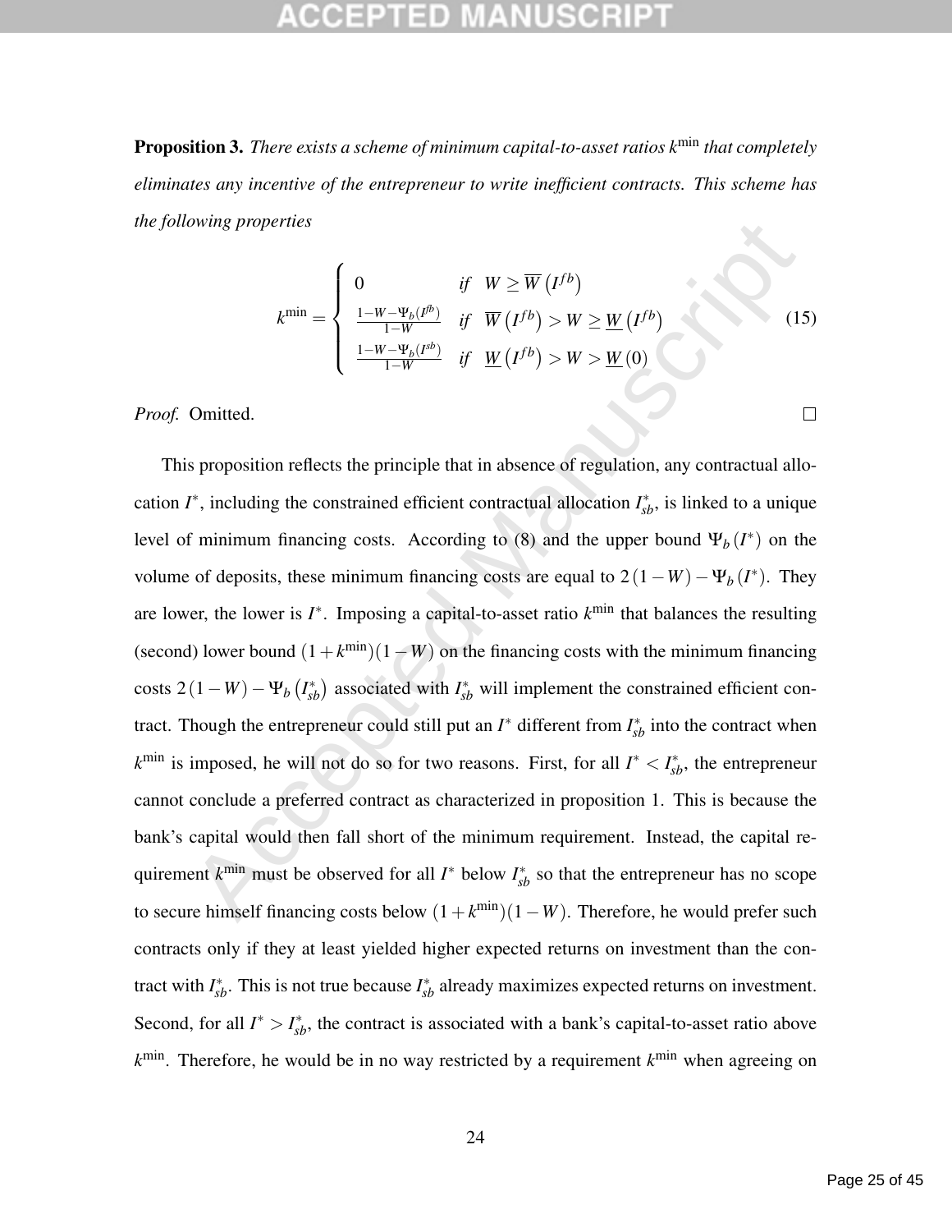**Proposition 3.** *There exists a scheme of minimum capital-to-asset ratios $k^{\min}$ that completely eliminates any incentive of the entrepreneur to write inefficient contracts. This scheme has the following properties*

$$
k^{\min} = \begin{cases} 0 & \text{if} \quad W \geq \overline{W}\left(I^{fb}\right) \\ \frac{1-W-\Psi_b(I^{fb})}{1-W} & \text{if} \quad \overline{W}\left(I^{fb}\right) > W \geq \underline{W}\left(I^{fb}\right) \\ \frac{1-W-\Psi_b(I^{sb})}{1-W} & \text{if} \quad \underline{W}\left(I^{fb}\right) > W > \underline{W}\left(0\right) \end{cases} \tag{15}
$$

*Proof.* Omitted. □

This proposition reflects the principle that in absence of regulation, any contractual allocation $I^*$, including the constrained efficient contractual allocation $I^*_{sb}$, is linked to a unique level of minimum financing costs. According to (8) and the upper bound $\Psi_b(I^*)$ on the volume of deposits, these minimum financing costs are equal to $2(1-W) - \Psi_b(I^*)$. They are lower, the lower is $I^*$. Imposing a capital-to-asset ratio $k^{\min}$ that balances the resulting (second) lower bound $(1+k^{\min})(1-W)$ on the financing costs with the minimum financing costs $2(1-W) - \Psi_b\left(I^*_{sb}\right)$ associated with $I^*_{sb}$ will implement the constrained efficient contract. Though the entrepreneur could still put an $I^*$ different from $I^*_{sb}$ into the contract when $k^{\min}$ is imposed, he will not do so for two reasons. First, for all $I^* < I^*_{sb}$, the entrepreneur cannot conclude a preferred contract as characterized in proposition 1. This is because the bank's capital would then fall short of the minimum requirement. Instead, the capital requirement $k^{\min}$ must be observed for all $I^*$ below $I^*_{sb}$ so that the entrepreneur has no scope to secure himself financing costs below $(1+k^{\min})(1-W)$. Therefore, he would prefer such contracts only if they at least yielded higher expected returns on investment than the contract with $I^*_{sb}$. This is not true because $I^*_{sb}$ already maximizes expected returns on investment. Second, for all $I^* > I^*_{sb}$, the contract is associated with a bank's capital-to-asset ratio above $k^{\min}$. Therefore, he would be in no way restricted by a requirement $k^{\min}$ when agreeing on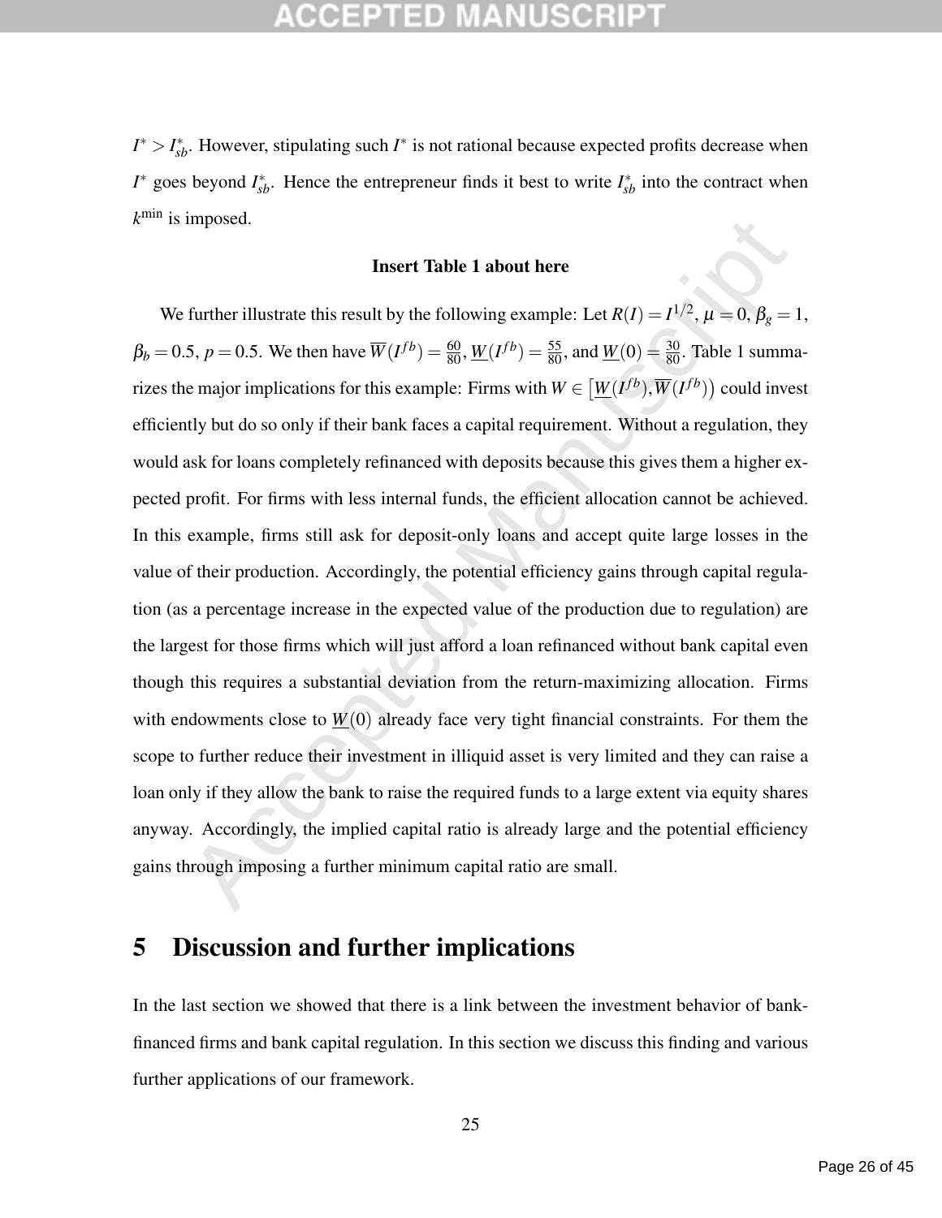$I^* > I^*_{sb}$. However, stipulating such $I^*$ is not rational because expected profits decrease when $I^*$ goes beyond $I^*_{sb}$. Hence the entrepreneur finds it best to write $I^*_{sb}$ into the contract when $k^{\min}$ is imposed.

**Insert Table 1 about here**

We further illustrate this result by the following example: Let $R(I) = I^{1/2}$, $\mu = 0$, $\beta_g = 1$, $\beta_b = 0.5$, $p = 0.5$. We then have $\overline{W}(I^{fb}) = \frac{60}{80}$, $\underline{W}(I^{fb}) = \frac{55}{80}$, and $\underline{W}(0) = \frac{30}{80}$. Table 1 summarizes the major implications for this example: Firms with $W \in \left[\underline{W}(I^{fb}), \overline{W}(I^{fb})\right)$ could invest efficiently but do so only if their bank faces a capital requirement. Without a regulation, they would ask for loans completely refinanced with deposits because this gives them a higher expected profit. For firms with less internal funds, the efficient allocation cannot be achieved. In this example, firms still ask for deposit-only loans and accept quite large losses in the value of their production. Accordingly, the potential efficiency gains through capital regulation (as a percentage increase in the expected value of the production due to regulation) are the largest for those firms which will just afford a loan refinanced without bank capital even though this requires a substantial deviation from the return-maximizing allocation. Firms with endowments close to $\underline{W}(0)$ already face very tight financial constraints. For them the scope to further reduce their investment in illiquid asset is very limited and they can raise a loan only if they allow the bank to raise the required funds to a large extent via equity shares anyway. Accordingly, the implied capital ratio is already large and the potential efficiency gains through imposing a further minimum capital ratio are small.

# 5 Discussion and further implications

In the last section we showed that there is a link between the investment behavior of bank-financed firms and bank capital regulation. In this section we discuss this finding and various further applications of our framework.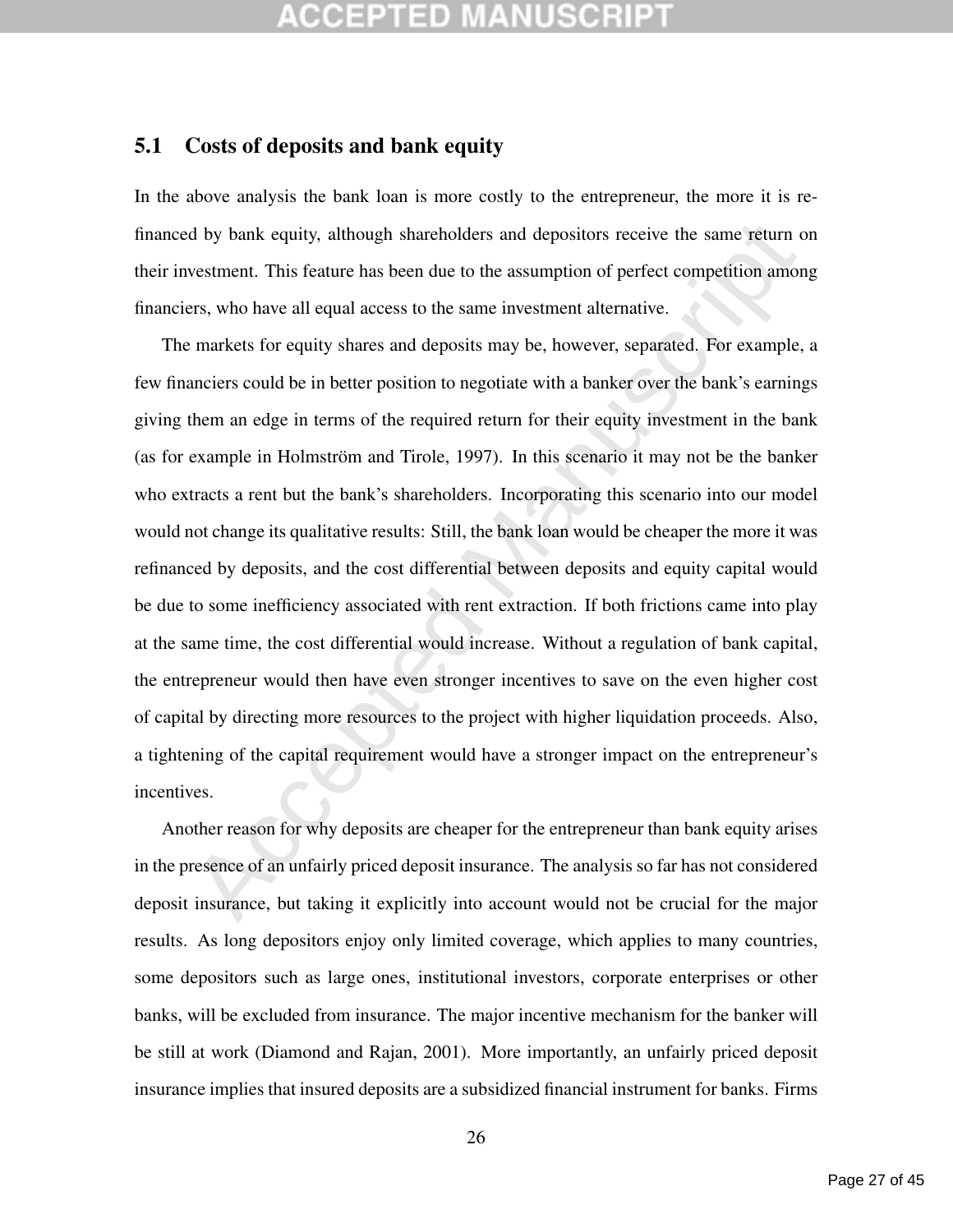## 5.1 Costs of deposits and bank equity

In the above analysis the bank loan is more costly to the entrepreneur, the more it is refinanced by bank equity, although shareholders and depositors receive the same return on their investment. This feature has been due to the assumption of perfect competition among financiers, who have all equal access to the same investment alternative.

The markets for equity shares and deposits may be, however, separated. For example, a few financiers could be in better position to negotiate with a banker over the bank's earnings giving them an edge in terms of the required return for their equity investment in the bank (as for example in Holmström and Tirole, 1997). In this scenario it may not be the banker who extracts a rent but the bank's shareholders. Incorporating this scenario into our model would not change its qualitative results: Still, the bank loan would be cheaper the more it was refinanced by deposits, and the cost differential between deposits and equity capital would be due to some inefficiency associated with rent extraction. If both frictions came into play at the same time, the cost differential would increase. Without a regulation of bank capital, the entrepreneur would then have even stronger incentives to save on the even higher cost of capital by directing more resources to the project with higher liquidation proceeds. Also, a tightening of the capital requirement would have a stronger impact on the entrepreneur's incentives.

Another reason for why deposits are cheaper for the entrepreneur than bank equity arises in the presence of an unfairly priced deposit insurance. The analysis so far has not considered deposit insurance, but taking it explicitly into account would not be crucial for the major results. As long depositors enjoy only limited coverage, which applies to many countries, some depositors such as large ones, institutional investors, corporate enterprises or other banks, will be excluded from insurance. The major incentive mechanism for the banker will be still at work (Diamond and Rajan, 2001). More importantly, an unfairly priced deposit insurance implies that insured deposits are a subsidized financial instrument for banks. Firms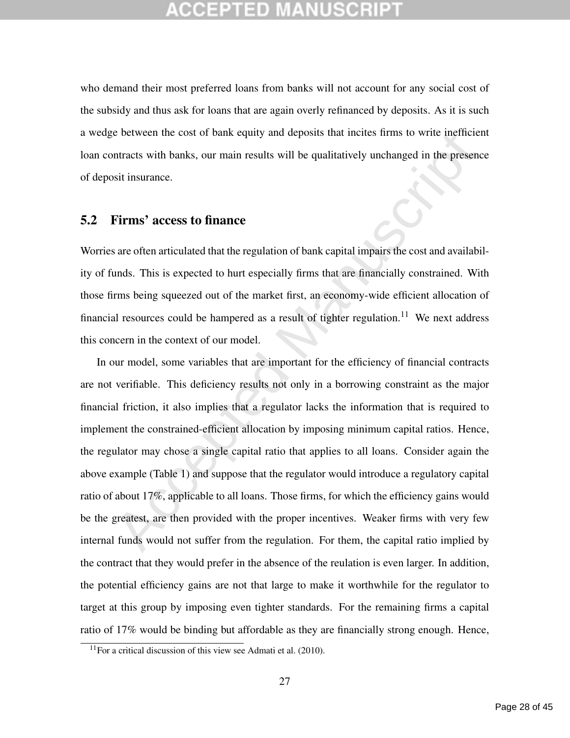who demand their most preferred loans from banks will not account for any social cost of the subsidy and thus ask for loans that are again overly refinanced by deposits. As it is such a wedge between the cost of bank equity and deposits that incites firms to write inefficient loan contracts with banks, our main results will be qualitatively unchanged in the presence of deposit insurance.

## 5.2 Firms' access to finance

Worries are often articulated that the regulation of bank capital impairs the cost and availability of funds. This is expected to hurt especially firms that are financially constrained. With those firms being squeezed out of the market first, an economy-wide efficient allocation of financial resources could be hampered as a result of tighter regulation.[11] We next address this concern in the context of our model.

In our model, some variables that are important for the efficiency of financial contracts are not verifiable. This deficiency results not only in a borrowing constraint as the major financial friction, it also implies that a regulator lacks the information that is required to implement the constrained-efficient allocation by imposing minimum capital ratios. Hence, the regulator may chose a single capital ratio that applies to all loans. Consider again the above example (Table 1) and suppose that the regulator would introduce a regulatory capital ratio of about 17%, applicable to all loans. Those firms, for which the efficiency gains would be the greatest, are then provided with the proper incentives. Weaker firms with very few internal funds would not suffer from the regulation. For them, the capital ratio implied by the contract that they would prefer in the absence of the reulation is even larger. In addition, the potential efficiency gains are not that large to make it worthwhile for the regulator to target at this group by imposing even tighter standards. For the remaining firms a capital ratio of 17% would be binding but affordable as they are financially strong enough. Hence,

[11] For a critical discussion of this view see Admati et al. (2010).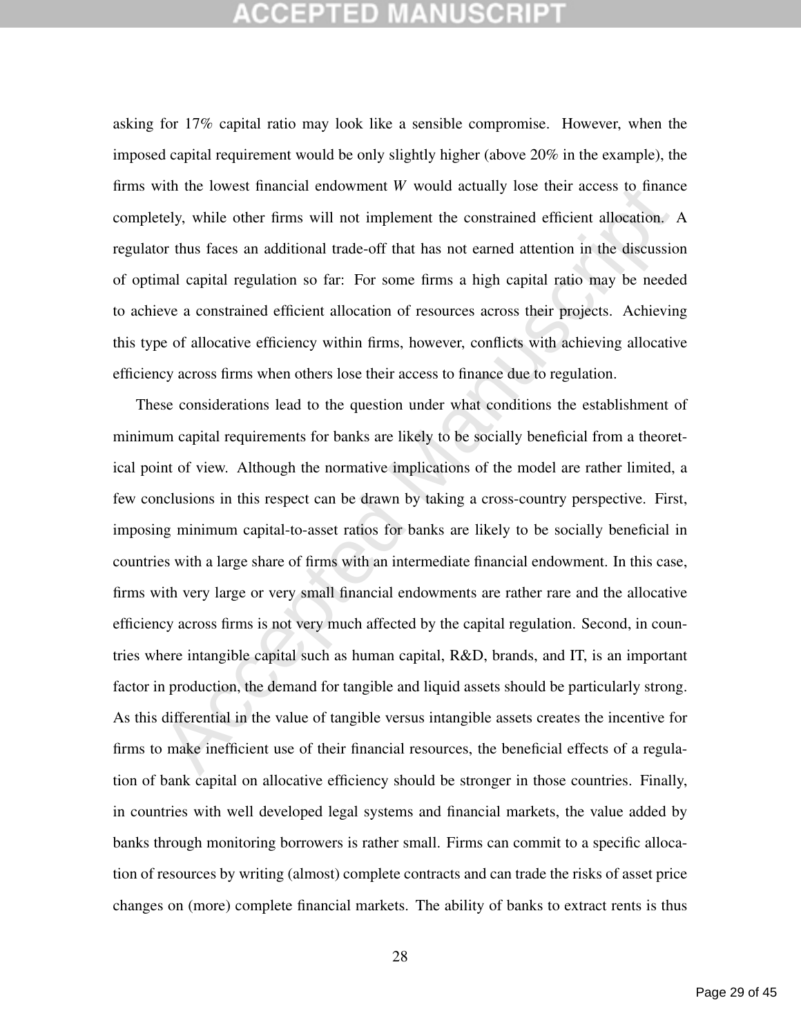asking for 17% capital ratio may look like a sensible compromise. However, when the imposed capital requirement would be only slightly higher (above 20% in the example), the firms with the lowest financial endowment $W$ would actually lose their access to finance completely, while other firms will not implement the constrained efficient allocation. A regulator thus faces an additional trade-off that has not earned attention in the discussion of optimal capital regulation so far: For some firms a high capital ratio may be needed to achieve a constrained efficient allocation of resources across their projects. Achieving this type of allocative efficiency within firms, however, conflicts with achieving allocative efficiency across firms when others lose their access to finance due to regulation.

These considerations lead to the question under what conditions the establishment of minimum capital requirements for banks are likely to be socially beneficial from a theoretical point of view. Although the normative implications of the model are rather limited, a few conclusions in this respect can be drawn by taking a cross-country perspective. First, imposing minimum capital-to-asset ratios for banks are likely to be socially beneficial in countries with a large share of firms with an intermediate financial endowment. In this case, firms with very large or very small financial endowments are rather rare and the allocative efficiency across firms is not very much affected by the capital regulation. Second, in countries where intangible capital such as human capital, R&D, brands, and IT, is an important factor in production, the demand for tangible and liquid assets should be particularly strong. As this differential in the value of tangible versus intangible assets creates the incentive for firms to make inefficient use of their financial resources, the beneficial effects of a regulation of bank capital on allocative efficiency should be stronger in those countries. Finally, in countries with well developed legal systems and financial markets, the value added by banks through monitoring borrowers is rather small. Firms can commit to a specific allocation of resources by writing (almost) complete contracts and can trade the risks of asset price changes on (more) complete financial markets. The ability of banks to extract rents is thus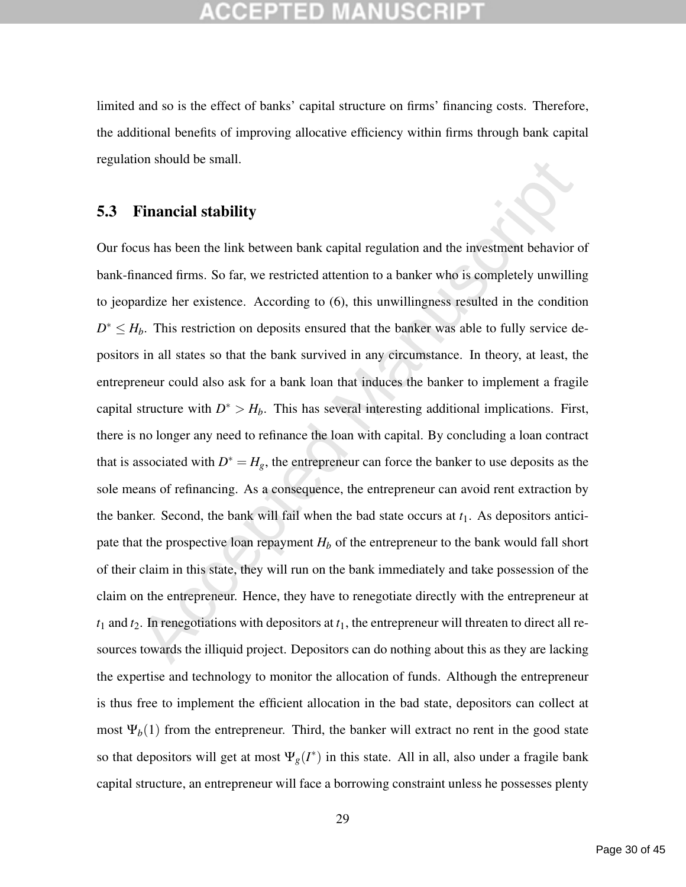limited and so is the effect of banks' capital structure on firms' financing costs. Therefore, the additional benefits of improving allocative efficiency within firms through bank capital regulation should be small.

## 5.3 Financial stability

Our focus has been the link between bank capital regulation and the investment behavior of bank-financed firms. So far, we restricted attention to a banker who is completely unwilling to jeopardize her existence. According to (6), this unwillingness resulted in the condition $D^* \leq H_b$. This restriction on deposits ensured that the banker was able to fully service depositors in all states so that the bank survived in any circumstance. In theory, at least, the entrepreneur could also ask for a bank loan that induces the banker to implement a fragile capital structure with $D^* > H_b$. This has several interesting additional implications. First, there is no longer any need to refinance the loan with capital. By concluding a loan contract that is associated with $D^* = H_g$, the entrepreneur can force the banker to use deposits as the sole means of refinancing. As a consequence, the entrepreneur can avoid rent extraction by the banker. Second, the bank will fail when the bad state occurs at $t_1$. As depositors anticipate that the prospective loan repayment $H_b$ of the entrepreneur to the bank would fall short of their claim in this state, they will run on the bank immediately and take possession of the claim on the entrepreneur. Hence, they have to renegotiate directly with the entrepreneur at $t_1$ and $t_2$. In renegotiations with depositors at $t_1$, the entrepreneur will threaten to direct all resources towards the illiquid project. Depositors can do nothing about this as they are lacking the expertise and technology to monitor the allocation of funds. Although the entrepreneur is thus free to implement the efficient allocation in the bad state, depositors can collect at most $\Psi_b(1)$ from the entrepreneur. Third, the banker will extract no rent in the good state so that depositors will get at most $\Psi_g(I^*)$ in this state. All in all, also under a fragile bank capital structure, an entrepreneur will face a borrowing constraint unless he possesses plenty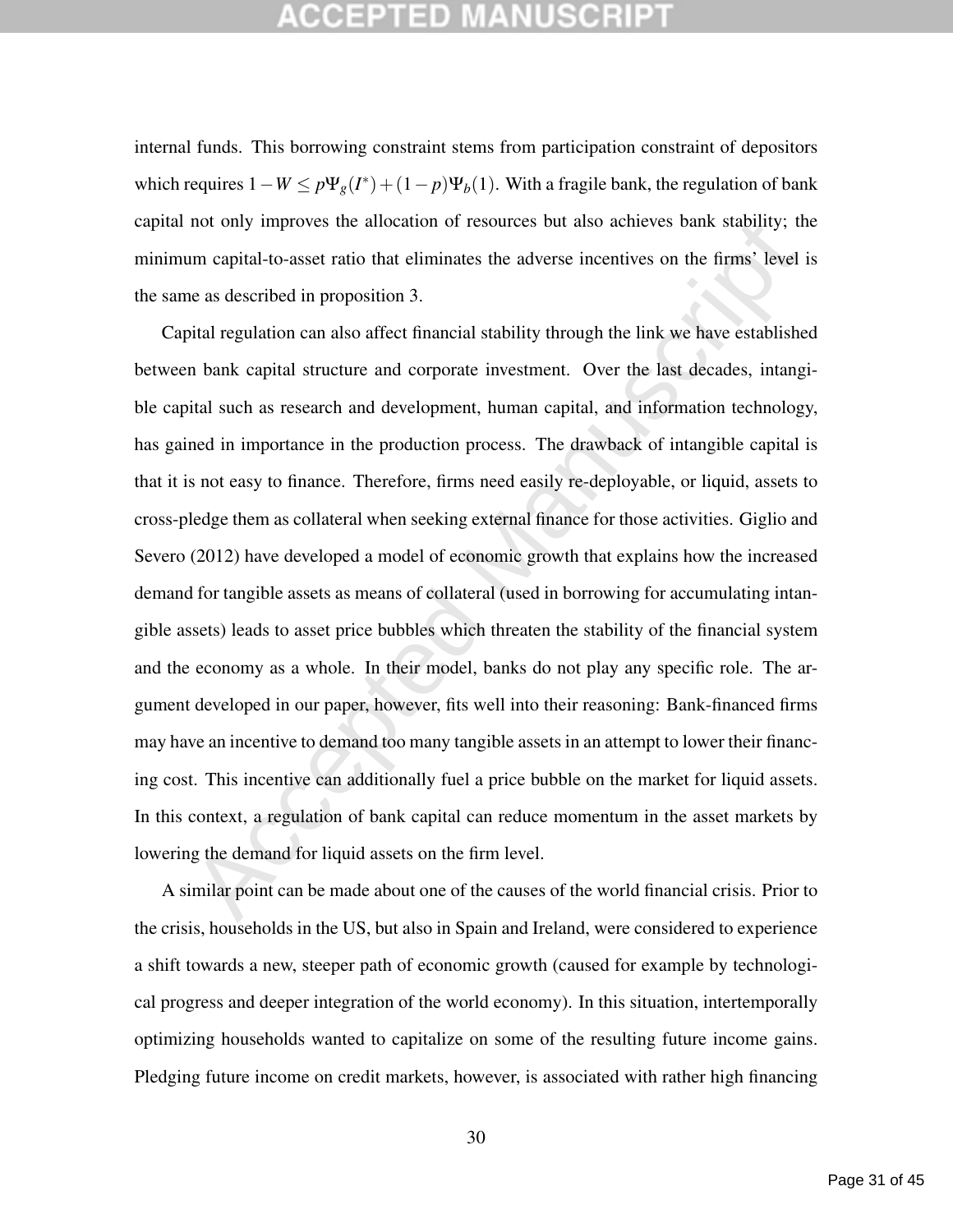internal funds. This borrowing constraint stems from participation constraint of depositors which requires $1 - W \leq p\Psi_g(I^*) + (1-p)\Psi_b(1)$. With a fragile bank, the regulation of bank capital not only improves the allocation of resources but also achieves bank stability; the minimum capital-to-asset ratio that eliminates the adverse incentives on the firms' level is the same as described in proposition 3.

Capital regulation can also affect financial stability through the link we have established between bank capital structure and corporate investment. Over the last decades, intangible capital such as research and development, human capital, and information technology, has gained in importance in the production process. The drawback of intangible capital is that it is not easy to finance. Therefore, firms need easily re-deployable, or liquid, assets to cross-pledge them as collateral when seeking external finance for those activities. Giglio and Severo (2012) have developed a model of economic growth that explains how the increased demand for tangible assets as means of collateral (used in borrowing for accumulating intangible assets) leads to asset price bubbles which threaten the stability of the financial system and the economy as a whole. In their model, banks do not play any specific role. The argument developed in our paper, however, fits well into their reasoning: Bank-financed firms may have an incentive to demand too many tangible assets in an attempt to lower their financing cost. This incentive can additionally fuel a price bubble on the market for liquid assets. In this context, a regulation of bank capital can reduce momentum in the asset markets by lowering the demand for liquid assets on the firm level.

A similar point can be made about one of the causes of the world financial crisis. Prior to the crisis, households in the US, but also in Spain and Ireland, were considered to experience a shift towards a new, steeper path of economic growth (caused for example by technological progress and deeper integration of the world economy). In this situation, intertemporally optimizing households wanted to capitalize on some of the resulting future income gains. Pledging future income on credit markets, however, is associated with rather high financing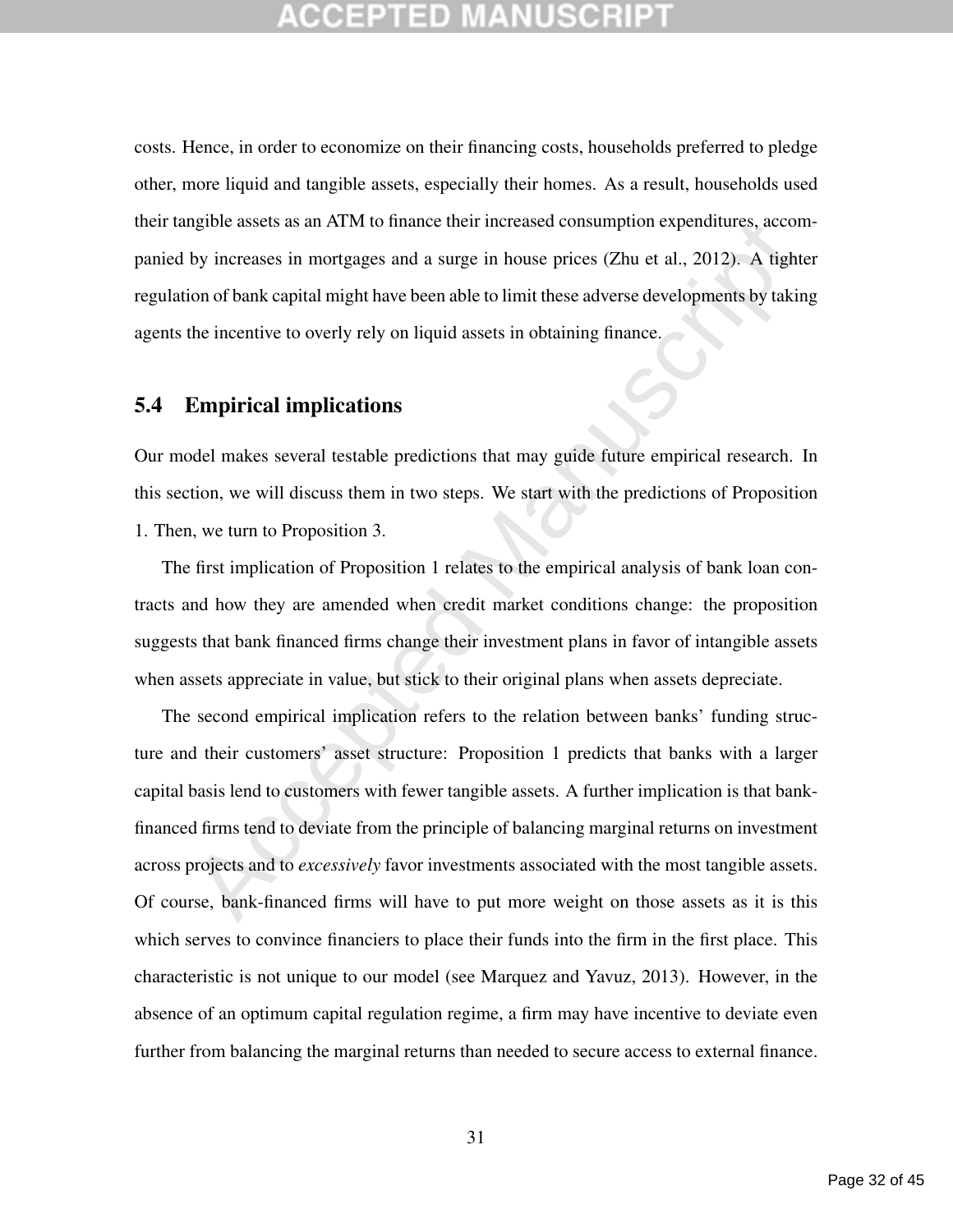costs. Hence, in order to economize on their financing costs, households preferred to pledge other, more liquid and tangible assets, especially their homes. As a result, households used their tangible assets as an ATM to finance their increased consumption expenditures, accompanied by increases in mortgages and a surge in house prices (Zhu et al., 2012). A tighter regulation of bank capital might have been able to limit these adverse developments by taking agents the incentive to overly rely on liquid assets in obtaining finance.

## 5.4 Empirical implications

Our model makes several testable predictions that may guide future empirical research. In this section, we will discuss them in two steps. We start with the predictions of Proposition 1. Then, we turn to Proposition 3.

The first implication of Proposition 1 relates to the empirical analysis of bank loan contracts and how they are amended when credit market conditions change: the proposition suggests that bank financed firms change their investment plans in favor of intangible assets when assets appreciate in value, but stick to their original plans when assets depreciate.

The second empirical implication refers to the relation between banks' funding structure and their customers' asset structure: Proposition 1 predicts that banks with a larger capital basis lend to customers with fewer tangible assets. A further implication is that bank-financed firms tend to deviate from the principle of balancing marginal returns on investment across projects and to *excessively* favor investments associated with the most tangible assets. Of course, bank-financed firms will have to put more weight on those assets as it is this which serves to convince financiers to place their funds into the firm in the first place. This characteristic is not unique to our model (see Marquez and Yavuz, 2013). However, in the absence of an optimum capital regulation regime, a firm may have incentive to deviate even further from balancing the marginal returns than needed to secure access to external finance.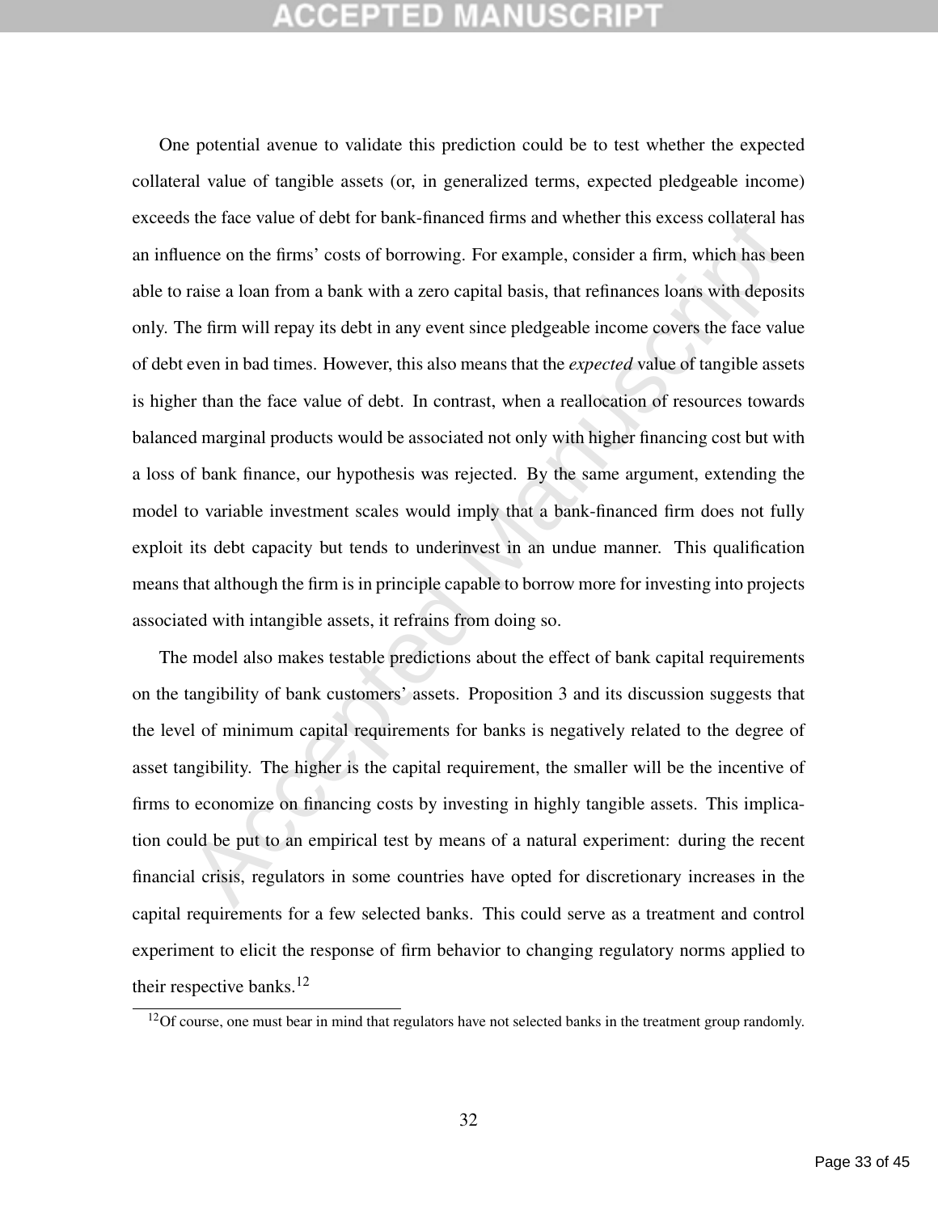One potential avenue to validate this prediction could be to test whether the expected collateral value of tangible assets (or, in generalized terms, expected pledgeable income) exceeds the face value of debt for bank-financed firms and whether this excess collateral has an influence on the firms' costs of borrowing. For example, consider a firm, which has been able to raise a loan from a bank with a zero capital basis, that refinances loans with deposits only. The firm will repay its debt in any event since pledgeable income covers the face value of debt even in bad times. However, this also means that the *expected* value of tangible assets is higher than the face value of debt. In contrast, when a reallocation of resources towards balanced marginal products would be associated not only with higher financing cost but with a loss of bank finance, our hypothesis was rejected. By the same argument, extending the model to variable investment scales would imply that a bank-financed firm does not fully exploit its debt capacity but tends to underinvest in an undue manner. This qualification means that although the firm is in principle capable to borrow more for investing into projects associated with intangible assets, it refrains from doing so.

The model also makes testable predictions about the effect of bank capital requirements on the tangibility of bank customers' assets. Proposition 3 and its discussion suggests that the level of minimum capital requirements for banks is negatively related to the degree of asset tangibility. The higher is the capital requirement, the smaller will be the incentive of firms to economize on financing costs by investing in highly tangible assets. This implication could be put to an empirical test by means of a natural experiment: during the recent financial crisis, regulators in some countries have opted for discretionary increases in the capital requirements for a few selected banks. This could serve as a treatment and control experiment to elicit the response of firm behavior to changing regulatory norms applied to their respective banks.[12]

[12] Of course, one must bear in mind that regulators have not selected banks in the treatment group randomly.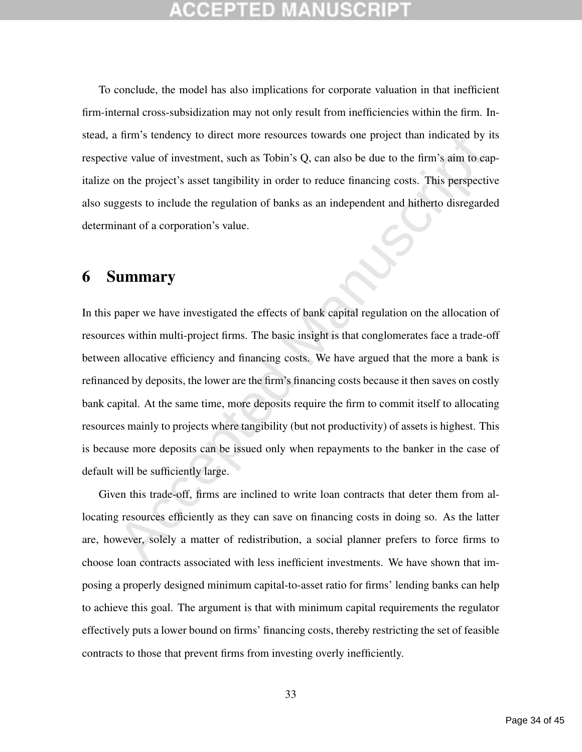To conclude, the model has also implications for corporate valuation in that inefficient firm-internal cross-subsidization may not only result from inefficiencies within the firm. Instead, a firm's tendency to direct more resources towards one project than indicated by its respective value of investment, such as Tobin's Q, can also be due to the firm's aim to capitalize on the project's asset tangibility in order to reduce financing costs. This perspective also suggests to include the regulation of banks as an independent and hitherto disregarded determinant of a corporation's value.

## 6 Summary

In this paper we have investigated the effects of bank capital regulation on the allocation of resources within multi-project firms. The basic insight is that conglomerates face a trade-off between allocative efficiency and financing costs. We have argued that the more a bank is refinanced by deposits, the lower are the firm's financing costs because it then saves on costly bank capital. At the same time, more deposits require the firm to commit itself to allocating resources mainly to projects where tangibility (but not productivity) of assets is highest. This is because more deposits can be issued only when repayments to the banker in the case of default will be sufficiently large.

Given this trade-off, firms are inclined to write loan contracts that deter them from allocating resources efficiently as they can save on financing costs in doing so. As the latter are, however, solely a matter of redistribution, a social planner prefers to force firms to choose loan contracts associated with less inefficient investments. We have shown that imposing a properly designed minimum capital-to-asset ratio for firms' lending banks can help to achieve this goal. The argument is that with minimum capital requirements the regulator effectively puts a lower bound on firms' financing costs, thereby restricting the set of feasible contracts to those that prevent firms from investing overly inefficiently.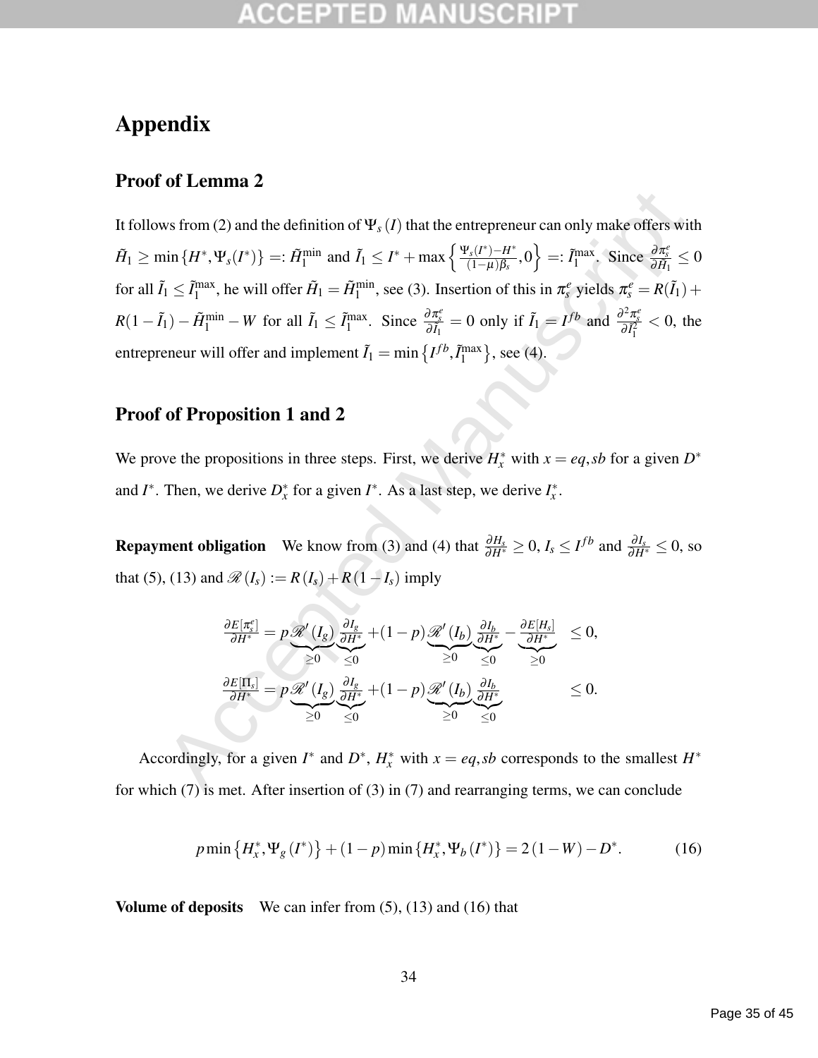# Appendix

## Proof of Lemma 2

It follows from (2) and the definition of $\Psi_s(I)$ that the entrepreneur can only make offers with $\tilde{H}_1 \geq \min\{H^*, \Psi_s(I^*)\} =: \tilde{H}_1^{\min}$ and $\tilde{I}_1 \leq I^* + \max\left\{\frac{\Psi_s(I^*)-H^*}{(1-\mu)\beta_s}, 0\right\} =: \tilde{I}_1^{\max}$. Since $\frac{\partial \pi_s^e}{\partial \tilde{H}_1} \leq 0$ for all $\tilde{I}_1 \leq \tilde{I}_1^{\max}$, he will offer $\tilde{H}_1 = \tilde{H}_1^{\min}$, see (3). Insertion of this in $\pi_s^e$ yields $\pi_s^e = R(\tilde{I}_1) + R(1-\tilde{I}_1) - \tilde{H}_1^{\min} - W$ for all $\tilde{I}_1 \leq \tilde{I}_1^{\max}$. Since $\frac{\partial \pi_s^e}{\partial \tilde{I}_1} = 0$ only if $\tilde{I}_1 = I^{fb}$ and $\frac{\partial^2 \pi_s^e}{\partial \tilde{I}_1^2} < 0$, the entrepreneur will offer and implement $\tilde{I}_1 = \min\{I^{fb}, \tilde{I}_1^{\max}\}$, see (4).

## Proof of Proposition 1 and 2

We prove the propositions in three steps. First, we derive $H_x^*$ with $x = eq, sb$ for a given $D^*$ and $I^*$. Then, we derive $D_x^*$ for a given $I^*$. As a last step, we derive $I_x^*$.

**Repayment obligation** We know from (3) and (4) that $\frac{\partial H_s}{\partial H^*} \geq 0$, $I_s \leq I^{fb}$ and $\frac{\partial I_s}{\partial H^*} \leq 0$, so that (5), (13) and $\mathscr{R}(I_s) := R(I_s) + R(1-I_s)$ imply

$$
\begin{aligned}
\frac{\partial E[\pi_s^e]}{\partial H^*} &= p\underbrace{\mathscr{R}'(I_g)}_{\geq 0}\underbrace{\frac{\partial I_g}{\partial H^*}}_{\leq 0} + (1-p)\underbrace{\mathscr{R}'(I_b)}_{\geq 0}\underbrace{\frac{\partial I_b}{\partial H^*}}_{\leq 0} - \underbrace{\frac{\partial E[H_s]}{\partial H^*}}_{\geq 0} \quad \leq 0, \\
\frac{\partial E[\Pi_s]}{\partial H^*} &= p\underbrace{\mathscr{R}'(I_g)}_{\geq 0}\underbrace{\frac{\partial I_g}{\partial H^*}}_{\leq 0} + (1-p)\underbrace{\mathscr{R}'(I_b)}_{\geq 0}\underbrace{\frac{\partial I_b}{\partial H^*}}_{\leq 0} \quad \leq 0.
\end{aligned}
$$

Accordingly, for a given $I^*$ and $D^*$, $H_x^*$ with $x = eq, sb$ corresponds to the smallest $H^*$ for which (7) is met. After insertion of (3) in (7) and rearranging terms, we can conclude

$$
p\min\{H_x^*, \Psi_g(I^*)\} + (1-p)\min\{H_x^*, \Psi_b(I^*)\} = 2(1-W) - D^*. \tag{16}
$$

**Volume of deposits** We can infer from (5), (13) and (16) that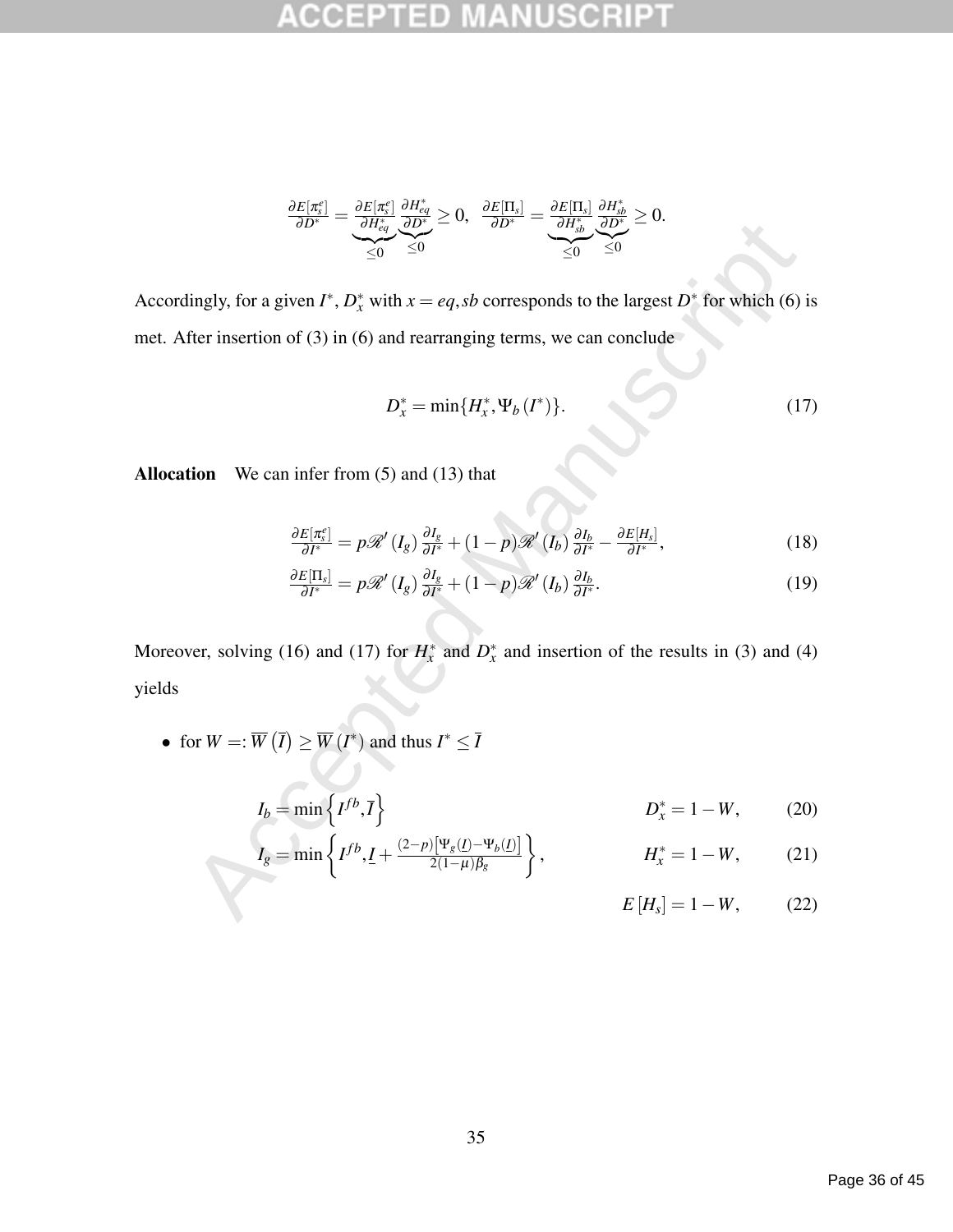$$\frac{\partial E[\pi_s^e]}{\partial D^*} = \underbrace{\frac{\partial E[\pi_s^e]}{\partial H_{eq}^*}}_{\leq 0} \underbrace{\frac{\partial H_{eq}^*}{\partial D^*}}_{\leq 0} \geq 0, \quad \frac{\partial E[\Pi_s]}{\partial D^*} = \underbrace{\frac{\partial E[\Pi_s]}{\partial H_{sb}^*}}_{\leq 0} \underbrace{\frac{\partial H_{sb}^*}{\partial D^*}}_{\leq 0} \geq 0.$$

Accordingly, for a given $I^*$, $D_x^*$ with $x = eq, sb$ corresponds to the largest $D^*$ for which (6) is met. After insertion of (3) in (6) and rearranging terms, we can conclude

$$D_x^* = \min\{H_x^*, \Psi_b(I^*)\}. \tag{17}$$

**Allocation** We can infer from (5) and (13) that

$$\frac{\partial E[\pi_s^e]}{\partial I^*} = p\mathscr{R}'(I_g)\frac{\partial I_g}{\partial I^*} + (1-p)\mathscr{R}'(I_b)\frac{\partial I_b}{\partial I^*} - \frac{\partial E[H_s]}{\partial I^*}, \tag{18}$$

$$\frac{\partial E[\Pi_s]}{\partial I^*} = p\mathscr{R}'(I_g)\frac{\partial I_g}{\partial I^*} + (1-p)\mathscr{R}'(I_b)\frac{\partial I_b}{\partial I^*}. \tag{19}$$

Moreover, solving (16) and (17) for $H_x^*$ and $D_x^*$ and insertion of the results in (3) and (4) yields

- for $W =: \overline{W}(\bar{I}) \geq \overline{W}(I^*)$ and thus $I^* \leq \bar{I}$

$$I_b = \min\left\{I^{fb}, \bar{I}\right\} \qquad D_x^* = 1 - W, \tag{20}$$

$$I_g = \min\left\{I^{fb}, \underline{I} + \frac{(2-p)\left[\Psi_g(\underline{I}) - \Psi_b(\underline{I})\right]}{2(1-\mu)\beta_g}\right\}, \qquad H_x^* = 1 - W, \tag{21}$$

$$E[H_s] = 1 - W, \tag{22}$$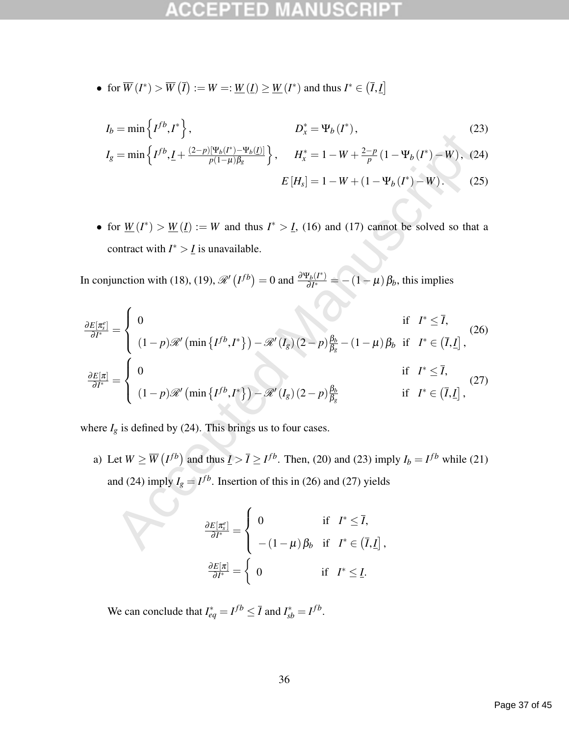- for $\overline{W}(I^*) > \overline{W}(\overline{I}) := W =: \underline{W}(\underline{I}) \geq \underline{W}(I^*)$ and thus $I^* \in (\overline{I}, \underline{I}]$

$$I_b = \min\left\{I^{fb}, I^*\right\}, \qquad D_x^* = \Psi_b(I^*), \tag{23}$$

$$I_g = \min\left\{I^{fb}, \underline{I} + \tfrac{(2-p)[\Psi_b(I^*)-\Psi_b(\underline{I})]}{p(1-\mu)\beta_g}\right\}, \qquad H_x^* = 1 - W + \tfrac{2-p}{p}\left(1 - \Psi_b(I^*) - W\right), \tag{24}$$

$$E[H_s] = 1 - W + \left(1 - \Psi_b(I^*) - W\right). \tag{25}$$

- for $\underline{W}(I^*) > \underline{W}(\underline{I}) := W$ and thus $I^* > \underline{I}$, (16) and (17) cannot be solved so that a contract with $I^* > \underline{I}$ is unavailable.

In conjunction with (18), (19), $\mathscr{R}'\left(I^{fb}\right) = 0$ and $\frac{\partial \Psi_b(I^*)}{\partial I^*} = -(1-\mu)\beta_b$, this implies

$$\frac{\partial E[\pi_s^e]}{\partial I^*} = \begin{cases} 0 & \text{if} \quad I^* \leq \overline{I}, \\ (1-p)\mathscr{R}'\left(\min\left\{I^{fb}, I^*\right\}\right) - \mathscr{R}'(I_g)(2-p)\frac{\beta_b}{\beta_g} - (1-\mu)\beta_b & \text{if} \quad I^* \in \left(\overline{I}, \underline{I}\right], \end{cases} \tag{26}$$

$$\frac{\partial E[\pi]}{\partial I^*} = \begin{cases} 0 & \text{if} \quad I^* \leq \overline{I}, \\ (1-p)\mathscr{R}'\left(\min\left\{I^{fb}, I^*\right\}\right) - \mathscr{R}'(I_g)(2-p)\frac{\beta_b}{\beta_g} & \text{if} \quad I^* \in \left(\overline{I}, \underline{I}\right], \end{cases} \tag{27}$$

where $I_g$ is defined by (24). This brings us to four cases.

a) Let $W \geq \overline{W}\left(I^{fb}\right)$ and thus $\underline{I} > \overline{I} \geq I^{fb}$. Then, (20) and (23) imply $I_b = I^{fb}$ while (21) and (24) imply $I_g = I^{fb}$. Insertion of this in (26) and (27) yields

$$\frac{\partial E[\pi_s^e]}{\partial I^*} = \begin{cases} 0 & \text{if} \quad I^* \leq \overline{I}, \\ -(1-\mu)\beta_b & \text{if} \quad I^* \in \left(\overline{I}, \underline{I}\right], \end{cases}$$

$$\frac{\partial E[\pi]}{\partial I^*} = \left\{ 0 \qquad \text{if} \quad I^* \leq \underline{I}. \right.$$

We can conclude that $I_{eq}^* = I^{fb} \leq \overline{I}$ and $I_{sb}^* = I^{fb}$.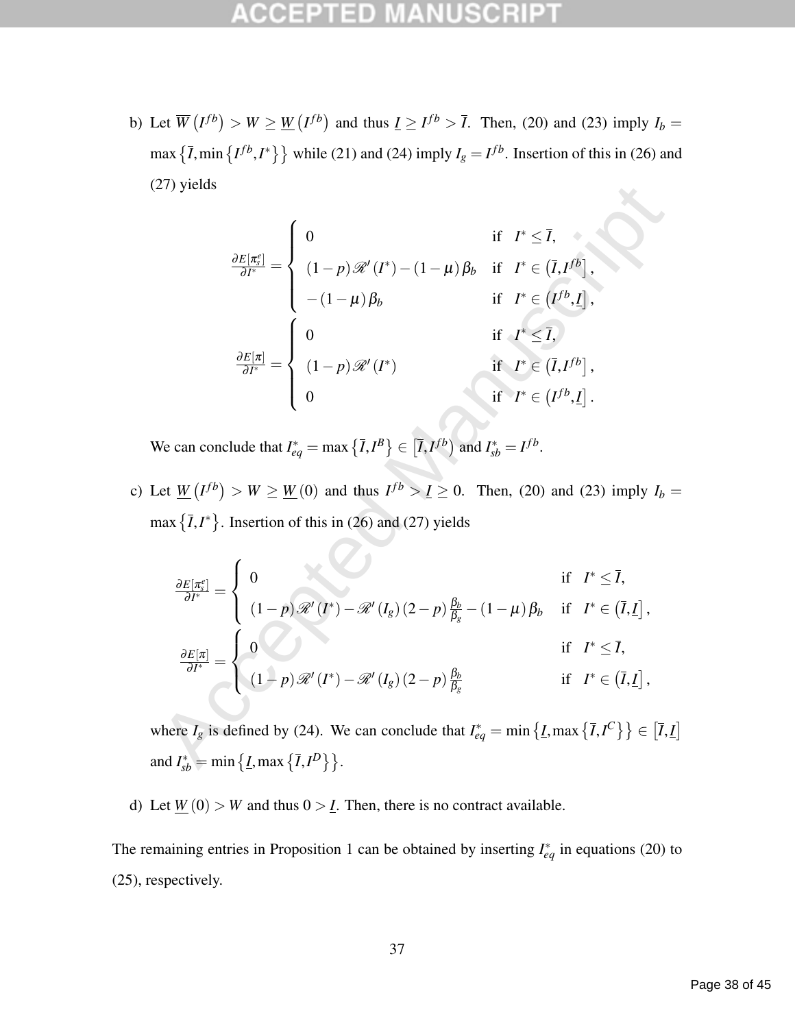b) Let $\overline{W}\left(I^{fb}\right) > W \geq \underline{W}\left(I^{fb}\right)$ and thus $\underline{I} \geq I^{fb} > \bar{I}$. Then, (20) and (23) imply $I_b = \max\left\{\bar{I}, \min\left\{I^{fb}, I^*\right\}\right\}$ while (21) and (24) imply $I_g = I^{fb}$. Insertion of this in (26) and (27) yields

$$
\frac{\partial E[\pi_s^e]}{\partial I^*} = \begin{cases} 0 & \text{if} \quad I^* \leq \bar{I}, \\ (1-p)\mathscr{R}'(I^*) - (1-\mu)\beta_b & \text{if} \quad I^* \in \left(\bar{I}, I^{fb}\right], \\ -(1-\mu)\beta_b & \text{if} \quad I^* \in \left(I^{fb}, \underline{I}\right], \end{cases}
$$

$$
\frac{\partial E[\pi]}{\partial I^*} = \begin{cases} 0 & \text{if} \quad I^* \leq \bar{I}, \\ (1-p)\mathscr{R}'(I^*) & \text{if} \quad I^* \in \left(\bar{I}, I^{fb}\right], \\ 0 & \text{if} \quad I^* \in \left(I^{fb}, \underline{I}\right]. \end{cases}
$$

We can conclude that $I_{eq}^* = \max\left\{\bar{I}, I^B\right\} \in \left[\bar{I}, I^{fb}\right)$ and $I_{sb}^* = I^{fb}$.

c) Let $\underline{W}\left(I^{fb}\right) > W \geq \underline{W}(0)$ and thus $I^{fb} > \underline{I} \geq 0$. Then, (20) and (23) imply $I_b = \max\left\{\bar{I}, I^*\right\}$. Insertion of this in (26) and (27) yields

$$
\frac{\partial E[\pi_s^e]}{\partial I^*} = \begin{cases} 0 & \text{if} \quad I^* \leq \bar{I}, \\ (1-p)\mathscr{R}'(I^*) - \mathscr{R}'(I_g)(2-p)\frac{\beta_b}{\beta_g} - (1-\mu)\beta_b & \text{if} \quad I^* \in \left(\bar{I}, \underline{I}\right], \end{cases}
$$

$$
\frac{\partial E[\pi]}{\partial I^*} = \begin{cases} 0 & \text{if} \quad I^* \leq \bar{I}, \\ (1-p)\mathscr{R}'(I^*) - \mathscr{R}'(I_g)(2-p)\frac{\beta_b}{\beta_g} & \text{if} \quad I^* \in \left(\bar{I}, \underline{I}\right], \end{cases}
$$

where $I_g$ is defined by (24). We can conclude that $I_{eq}^* = \min\left\{\underline{I}, \max\left\{\bar{I}, I^C\right\}\right\} \in \left[\bar{I}, \underline{I}\right]$ and $I_{sb}^* = \min\left\{\underline{I}, \max\left\{\bar{I}, I^D\right\}\right\}$.

d) Let $\underline{W}(0) > W$ and thus $0 > \underline{I}$. Then, there is no contract available.

The remaining entries in Proposition 1 can be obtained by inserting $I_{eq}^*$ in equations (20) to (25), respectively.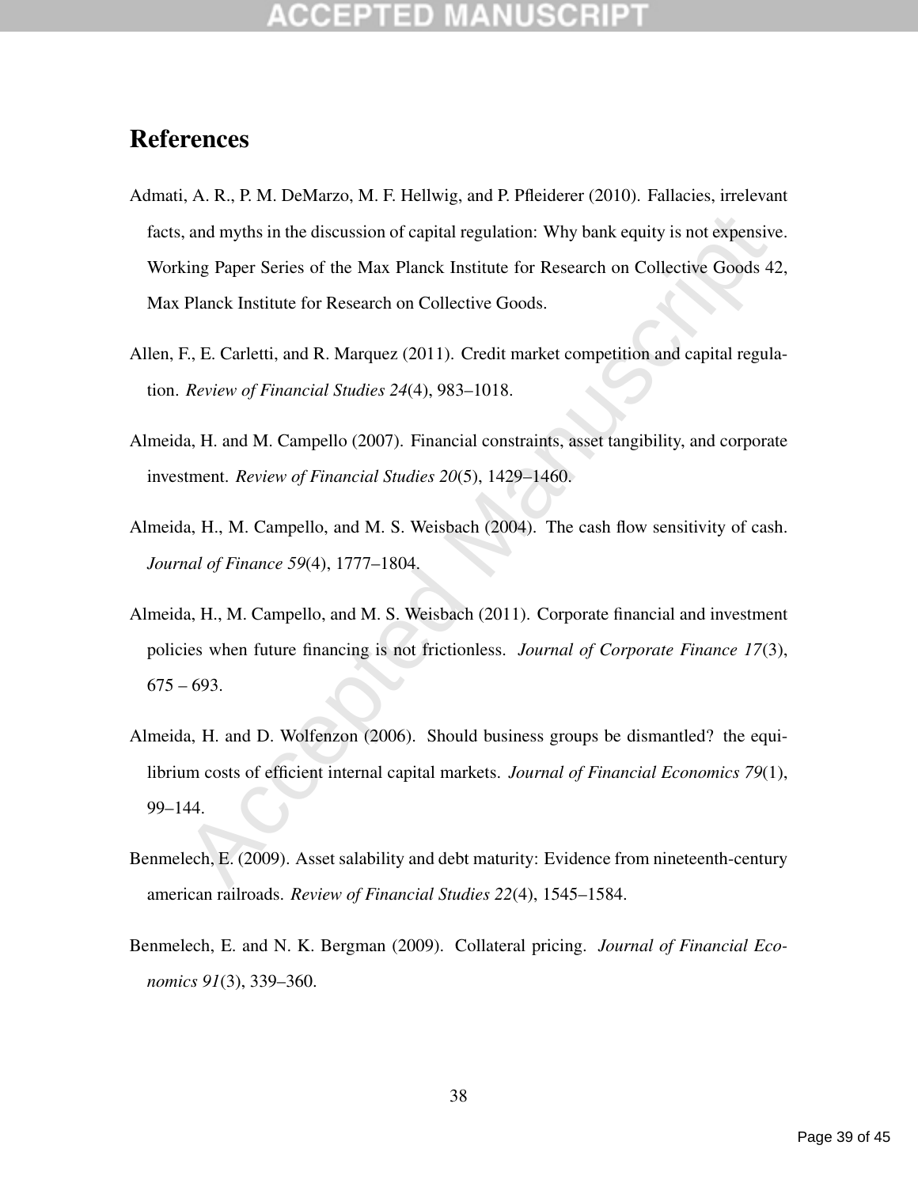# References

Admati, A. R., P. M. DeMarzo, M. F. Hellwig, and P. Pfleiderer (2010). Fallacies, irrelevant facts, and myths in the discussion of capital regulation: Why bank equity is not expensive. Working Paper Series of the Max Planck Institute for Research on Collective Goods 42, Max Planck Institute for Research on Collective Goods.

Allen, F., E. Carletti, and R. Marquez (2011). Credit market competition and capital regulation. *Review of Financial Studies 24*(4), 983–1018.

Almeida, H. and M. Campello (2007). Financial constraints, asset tangibility, and corporate investment. *Review of Financial Studies 20*(5), 1429–1460.

Almeida, H., M. Campello, and M. S. Weisbach (2004). The cash flow sensitivity of cash. *Journal of Finance 59*(4), 1777–1804.

Almeida, H., M. Campello, and M. S. Weisbach (2011). Corporate financial and investment policies when future financing is not frictionless. *Journal of Corporate Finance 17*(3), 675 – 693.

Almeida, H. and D. Wolfenzon (2006). Should business groups be dismantled? the equilibrium costs of efficient internal capital markets. *Journal of Financial Economics 79*(1), 99–144.

Benmelech, E. (2009). Asset salability and debt maturity: Evidence from nineteenth-century american railroads. *Review of Financial Studies 22*(4), 1545–1584.

Benmelech, E. and N. K. Bergman (2009). Collateral pricing. *Journal of Financial Economics 91*(3), 339–360.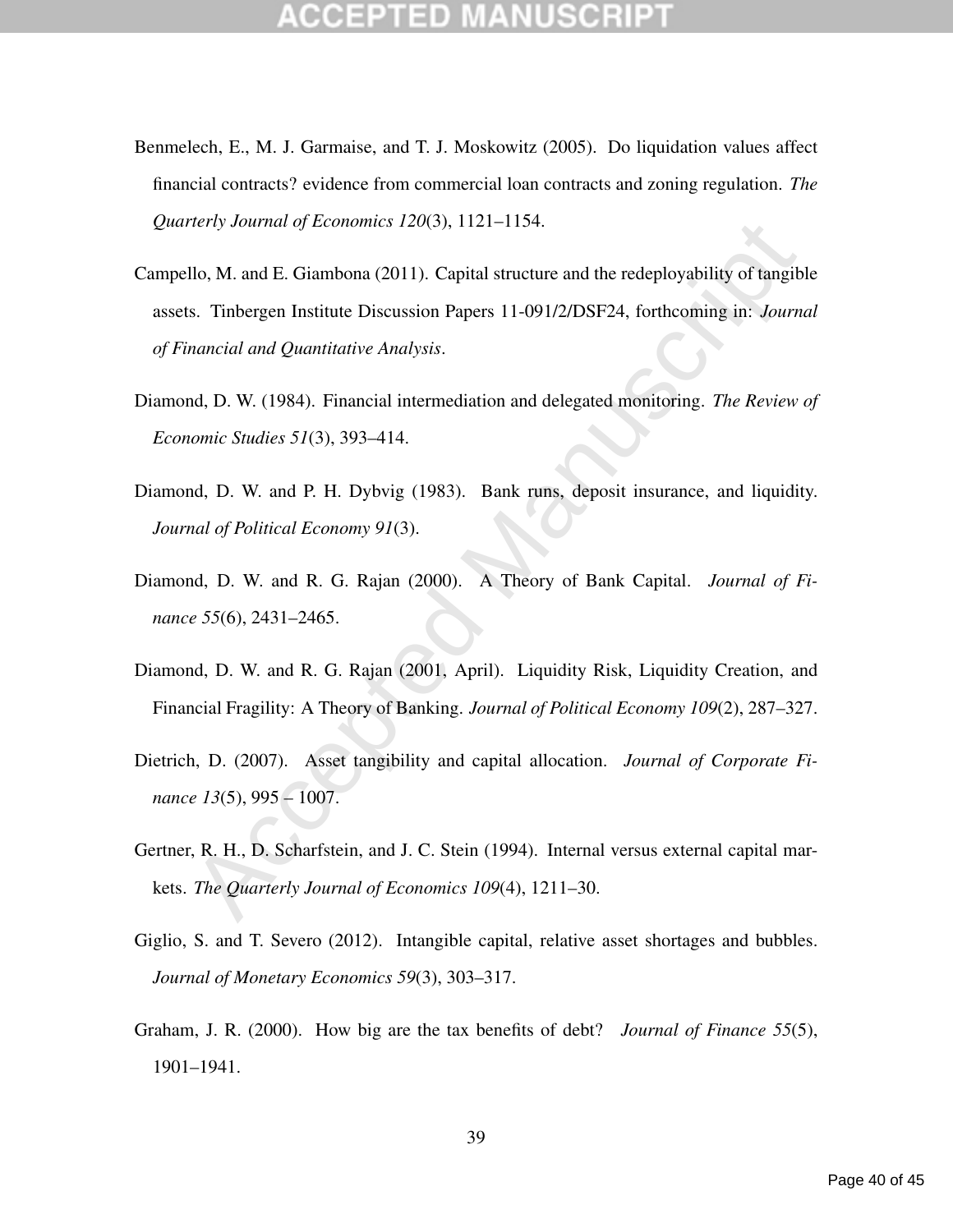Benmelech, E., M. J. Garmaise, and T. J. Moskowitz (2005). Do liquidation values affect financial contracts? evidence from commercial loan contracts and zoning regulation. *The Quarterly Journal of Economics 120*(3), 1121–1154.

Campello, M. and E. Giambona (2011). Capital structure and the redeployability of tangible assets. Tinbergen Institute Discussion Papers 11-091/2/DSF24, forthcoming in: *Journal of Financial and Quantitative Analysis*.

Diamond, D. W. (1984). Financial intermediation and delegated monitoring. *The Review of Economic Studies 51*(3), 393–414.

Diamond, D. W. and P. H. Dybvig (1983). Bank runs, deposit insurance, and liquidity. *Journal of Political Economy 91*(3).

Diamond, D. W. and R. G. Rajan (2000). A Theory of Bank Capital. *Journal of Finance 55*(6), 2431–2465.

Diamond, D. W. and R. G. Rajan (2001, April). Liquidity Risk, Liquidity Creation, and Financial Fragility: A Theory of Banking. *Journal of Political Economy 109*(2), 287–327.

Dietrich, D. (2007). Asset tangibility and capital allocation. *Journal of Corporate Finance 13*(5), 995 – 1007.

Gertner, R. H., D. Scharfstein, and J. C. Stein (1994). Internal versus external capital markets. *The Quarterly Journal of Economics 109*(4), 1211–30.

Giglio, S. and T. Severo (2012). Intangible capital, relative asset shortages and bubbles. *Journal of Monetary Economics 59*(3), 303–317.

Graham, J. R. (2000). How big are the tax benefits of debt? *Journal of Finance 55*(5), 1901–1941.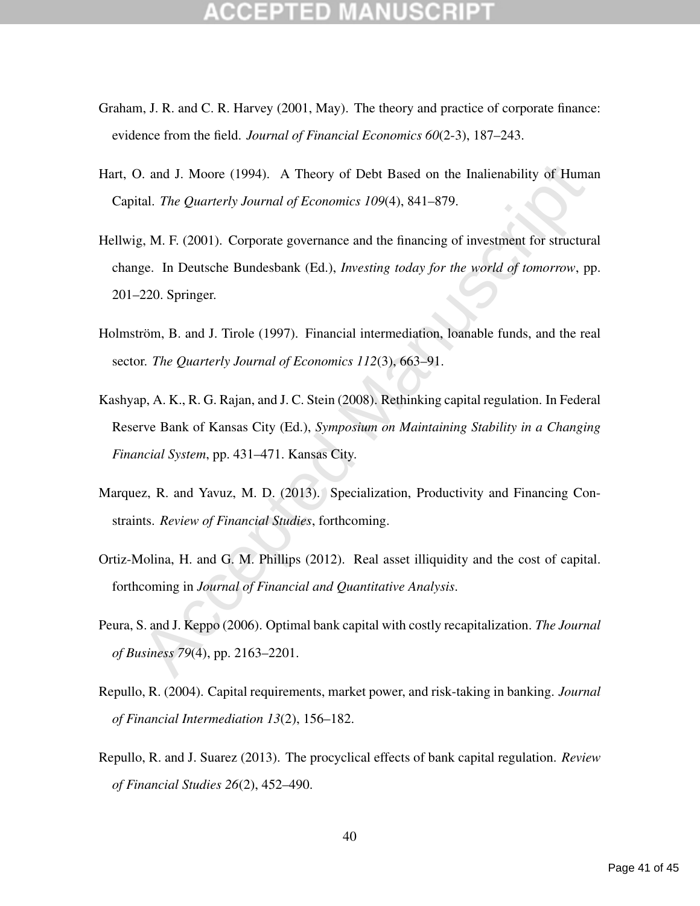Graham, J. R. and C. R. Harvey (2001, May). The theory and practice of corporate finance: evidence from the field. *Journal of Financial Economics 60*(2-3), 187–243.

Hart, O. and J. Moore (1994). A Theory of Debt Based on the Inalienability of Human Capital. *The Quarterly Journal of Economics 109*(4), 841–879.

Hellwig, M. F. (2001). Corporate governance and the financing of investment for structural change. In Deutsche Bundesbank (Ed.), *Investing today for the world of tomorrow*, pp. 201–220. Springer.

Holmström, B. and J. Tirole (1997). Financial intermediation, loanable funds, and the real sector. *The Quarterly Journal of Economics 112*(3), 663–91.

Kashyap, A. K., R. G. Rajan, and J. C. Stein (2008). Rethinking capital regulation. In Federal Reserve Bank of Kansas City (Ed.), *Symposium on Maintaining Stability in a Changing Financial System*, pp. 431–471. Kansas City.

Marquez, R. and Yavuz, M. D. (2013). Specialization, Productivity and Financing Constraints. *Review of Financial Studies*, forthcoming.

Ortiz-Molina, H. and G. M. Phillips (2012). Real asset illiquidity and the cost of capital. forthcoming in *Journal of Financial and Quantitative Analysis*.

Peura, S. and J. Keppo (2006). Optimal bank capital with costly recapitalization. *The Journal of Business 79*(4), pp. 2163–2201.

Repullo, R. (2004). Capital requirements, market power, and risk-taking in banking. *Journal of Financial Intermediation 13*(2), 156–182.

Repullo, R. and J. Suarez (2013). The procyclical effects of bank capital regulation. *Review of Financial Studies 26*(2), 452–490.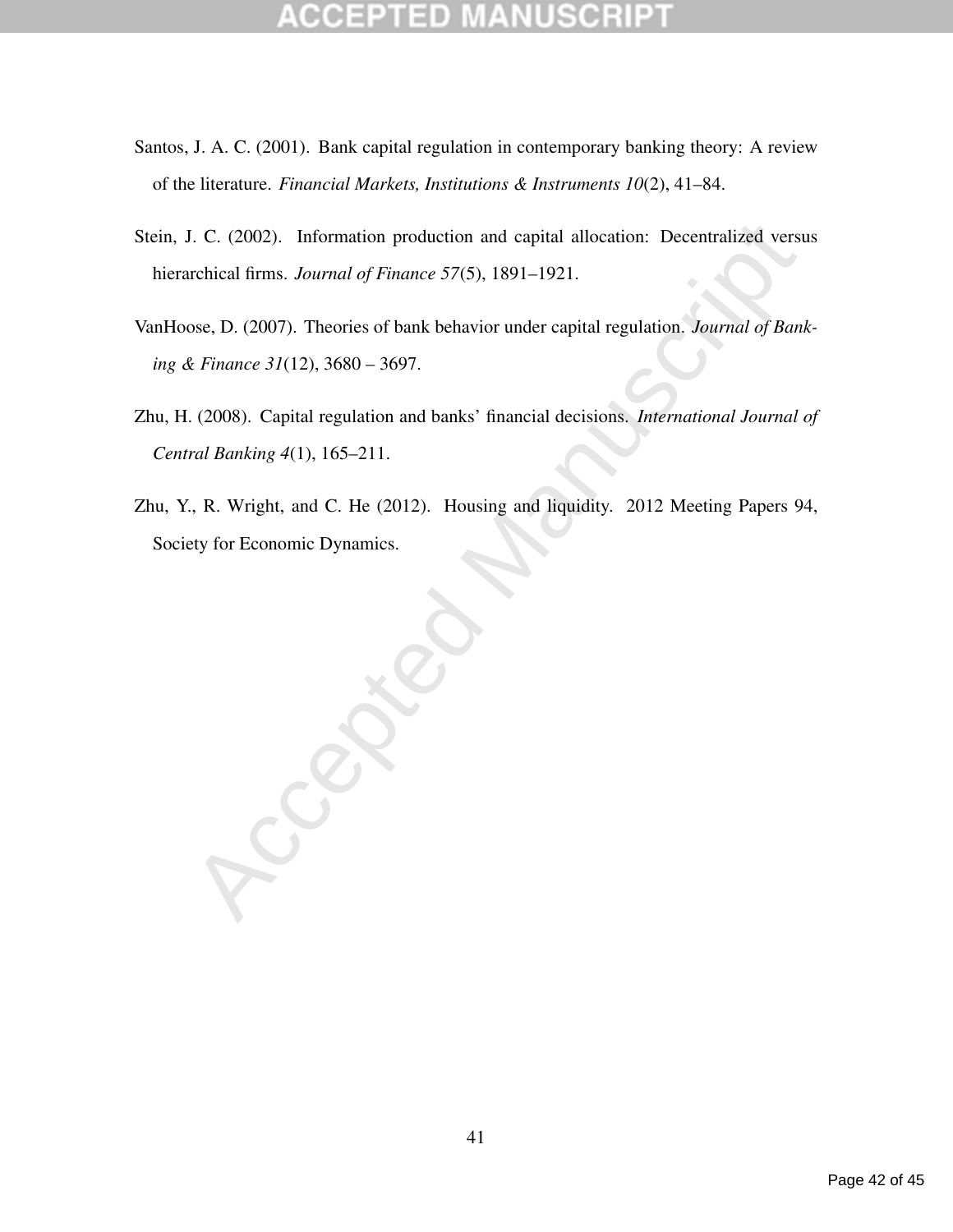Santos, J. A. C. (2001). Bank capital regulation in contemporary banking theory: A review of the literature. *Financial Markets, Institutions & Instruments 10*(2), 41–84.

Stein, J. C. (2002). Information production and capital allocation: Decentralized versus hierarchical firms. *Journal of Finance 57*(5), 1891–1921.

VanHoose, D. (2007). Theories of bank behavior under capital regulation. *Journal of Banking & Finance 31*(12), 3680 – 3697.

Zhu, H. (2008). Capital regulation and banks' financial decisions. *International Journal of Central Banking 4*(1), 165–211.

Zhu, Y., R. Wright, and C. He (2012). Housing and liquidity. 2012 Meeting Papers 94, Society for Economic Dynamics.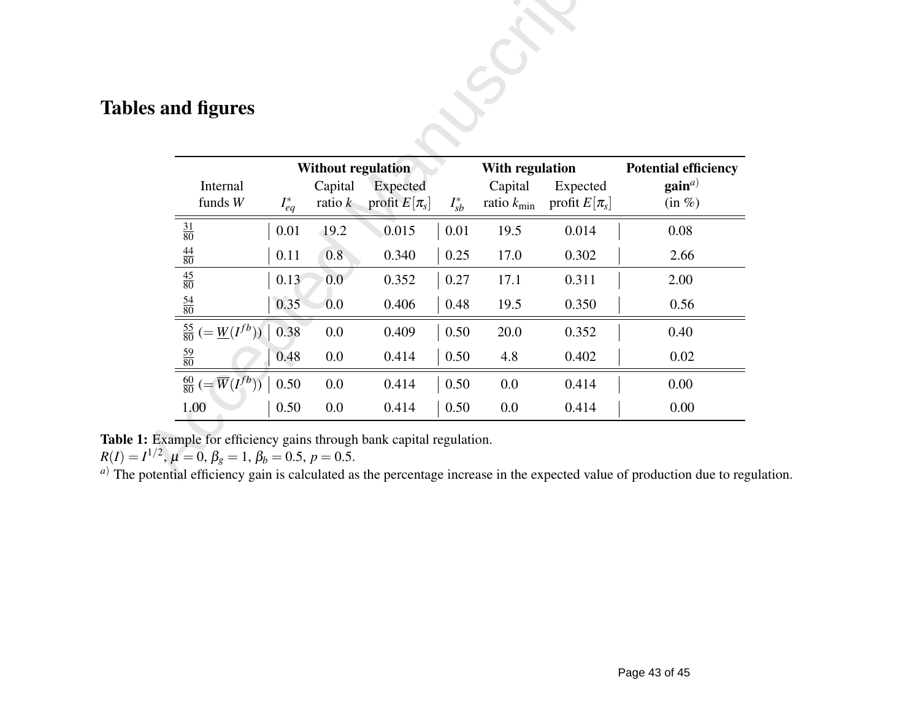# Tables and figures

| Internal funds $W$ | $I^*_{eq}$ | Capital ratio $k$ | Expected profit $E[\pi_s]$ | $I^*_{sb}$ | Capital ratio $k_{\min}$ | Expected profit $E[\pi_s]$ | Potential efficiency gain[a] (in %) |
|---|---|---|---|---|---|---|---|
| | **Without regulation** | | | **With regulation** | | | |
| $\frac{31}{80}$ | 0.01 | 19.2 | 0.015 | 0.01 | 19.5 | 0.014 | 0.08 |
| $\frac{44}{80}$ | 0.11 | 0.8 | 0.340 | 0.25 | 17.0 | 0.302 | 2.66 |
| $\frac{45}{80}$ | 0.13 | 0.0 | 0.352 | 0.27 | 17.1 | 0.311 | 2.00 |
| $\frac{54}{80}$ | 0.35 | 0.0 | 0.406 | 0.48 | 19.5 | 0.350 | 0.56 |
| $\frac{55}{80}$ $(= \underline{W}(I^{fb}))$ | 0.38 | 0.0 | 0.409 | 0.50 | 20.0 | 0.352 | 0.40 |
| $\frac{59}{80}$ | 0.48 | 0.0 | 0.414 | 0.50 | 4.8 | 0.402 | 0.02 |
| $\frac{60}{80}$ $(= \overline{W}(I^{fb}))$ | 0.50 | 0.0 | 0.414 | 0.50 | 0.0 | 0.414 | 0.00 |
| 1.00 | 0.50 | 0.0 | 0.414 | 0.50 | 0.0 | 0.414 | 0.00 |

**Table 1:** Example for efficiency gains through bank capital regulation.
$R(I) = I^{1/2}$, $\mu = 0$, $\beta_g = 1$, $\beta_b = 0.5$, $p = 0.5$.
[a] The potential efficiency gain is calculated as the percentage increase in the expected value of production due to regulation.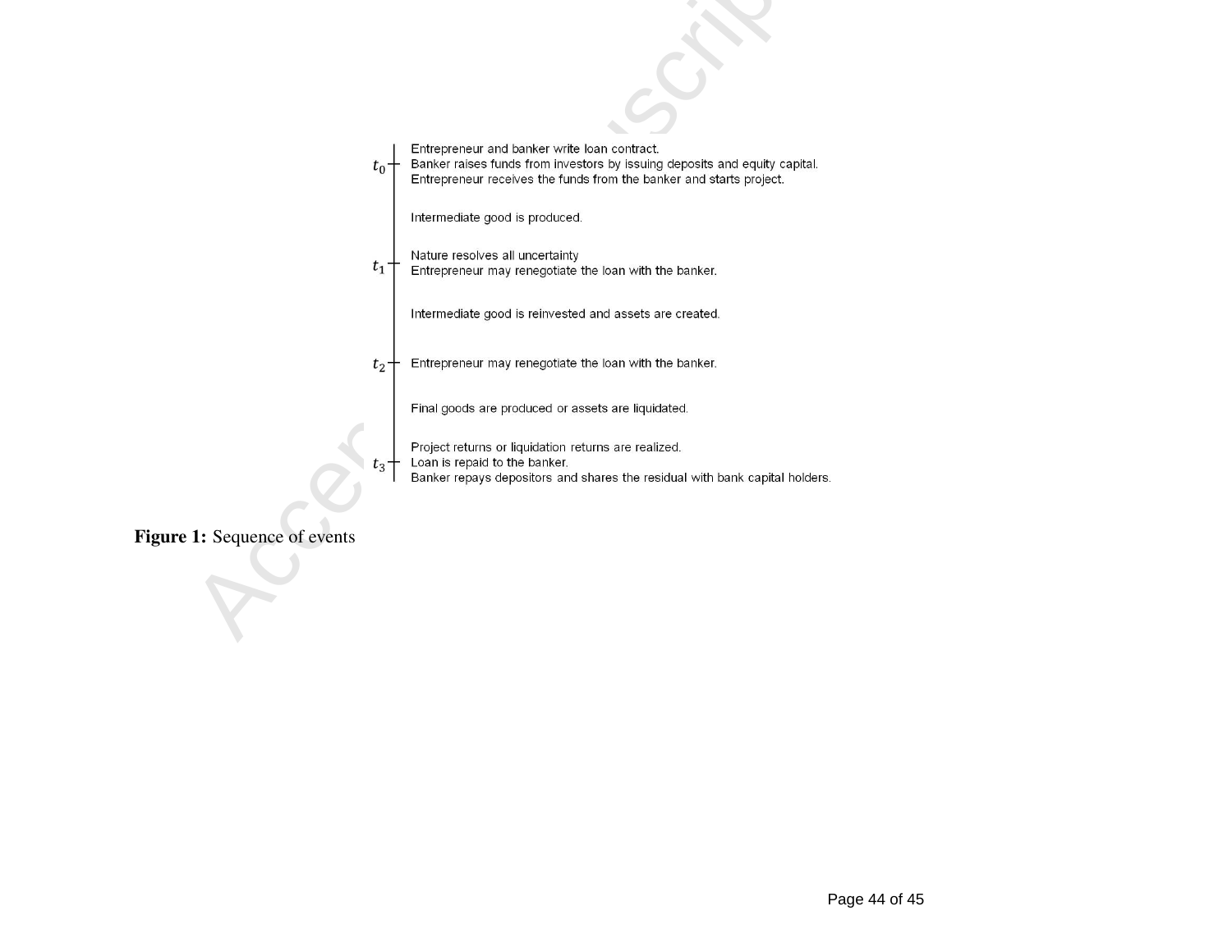$t_0$ — Entrepreneur and banker write loan contract.
Banker raises funds from investors by issuing deposits and equity capital.
Entrepreneur receives the funds from the banker and starts project.

Intermediate good is produced.

$t_1$ — Nature resolves all uncertainty
Entrepreneur may renegotiate the loan with the banker.

Intermediate good is reinvested and assets are created.

$t_2$ — Entrepreneur may renegotiate the loan with the banker.

Final goods are produced or assets are liquidated.

$t_3$ — Project returns or liquidation returns are realized.
Loan is repaid to the banker.
Banker repays depositors and shares the residual with bank capital holders.

**Figure 1:** Sequence of events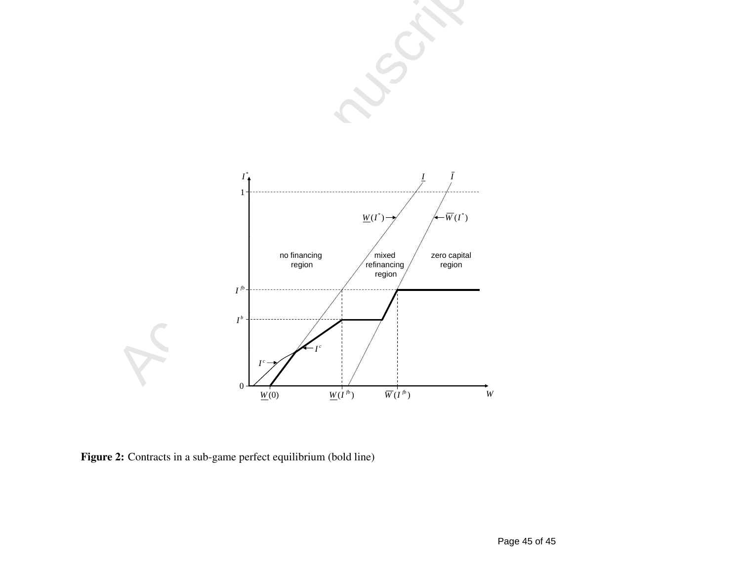$I^*$

$\underline{I}$

$\bar{I}$

1

$\underline{W}(I^*) \rightarrow$

$\leftarrow \overline{W}(I^*)$

no financing region

mixed refinancing region

zero capital region

$I^{fb}$

$I^b$

$\leftarrow I^c$

$I^c \rightarrow$

0

$\underline{W}(0)$

$\underline{W}(I^{fb})$

$\overline{W}(I^{fb})$

$W$

**Figure 2:** Contracts in a sub-game perfect equilibrium (bold line)